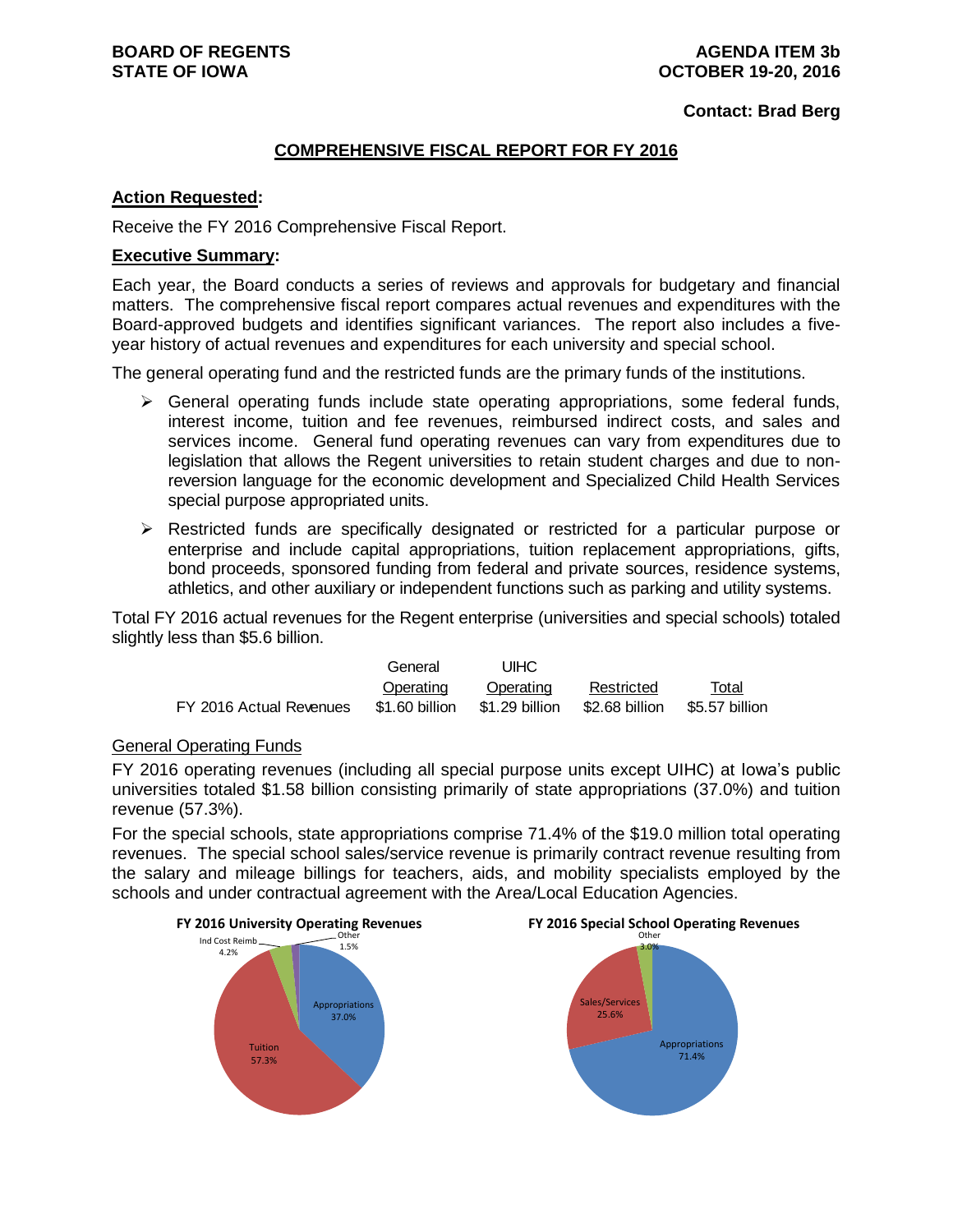**BOARD OF REGENTS**
**STATE OF IOWA**

**AGENDA ITEM 3b**
**OCTOBER 19-20, 2016**

**Contact: Brad Berg**

## COMPREHENSIVE FISCAL REPORT FOR FY 2016

**Action Requested:**

Receive the FY 2016 Comprehensive Fiscal Report.

**Executive Summary:**

Each year, the Board conducts a series of reviews and approvals for budgetary and financial matters. The comprehensive fiscal report compares actual revenues and expenditures with the Board-approved budgets and identifies significant variances. The report also includes a five-year history of actual revenues and expenditures for each university and special school.

The general operating fund and the restricted funds are the primary funds of the institutions.

- General operating funds include state operating appropriations, some federal funds, interest income, tuition and fee revenues, reimbursed indirect costs, and sales and services income. General fund operating revenues can vary from expenditures due to legislation that allows the Regent universities to retain student charges and due to non-reversion language for the economic development and Specialized Child Health Services special purpose appropriated units.
- Restricted funds are specifically designated or restricted for a particular purpose or enterprise and include capital appropriations, tuition replacement appropriations, gifts, bond proceeds, sponsored funding from federal and private sources, residence systems, athletics, and other auxiliary or independent functions such as parking and utility systems.

Total FY 2016 actual revenues for the Regent enterprise (universities and special schools) totaled slightly less than $5.6 billion.

| | General Operating | UIHC Operating | Restricted | Total |
|---|---|---|---|---|
| FY 2016 Actual Revenues | $1.60 billion | $1.29 billion | $2.68 billion | $5.57 billion |

General Operating Funds

FY 2016 operating revenues (including all special purpose units except UIHC) at Iowa's public universities totaled $1.58 billion consisting primarily of state appropriations (37.0%) and tuition revenue (57.3%).

For the special schools, state appropriations comprise 71.4% of the $19.0 million total operating revenues. The special school sales/service revenue is primarily contract revenue resulting from the salary and mileage billings for teachers, aids, and mobility specialists employed by the schools and under contractual agreement with the Area/Local Education Agencies.

**FY 2016 University Operating Revenues**

| Source | Percent |
|---|---|
| Appropriations | 37.0% |
| Tuition | 57.3% |
| Ind Cost Reimb | 4.2% |
| Other | 1.5% |

**FY 2016 Special School Operating Revenues**

| Source | Percent |
|---|---|
| Appropriations | 71.4% |
| Sales/Services | 25.6% |
| Other | 3.0% |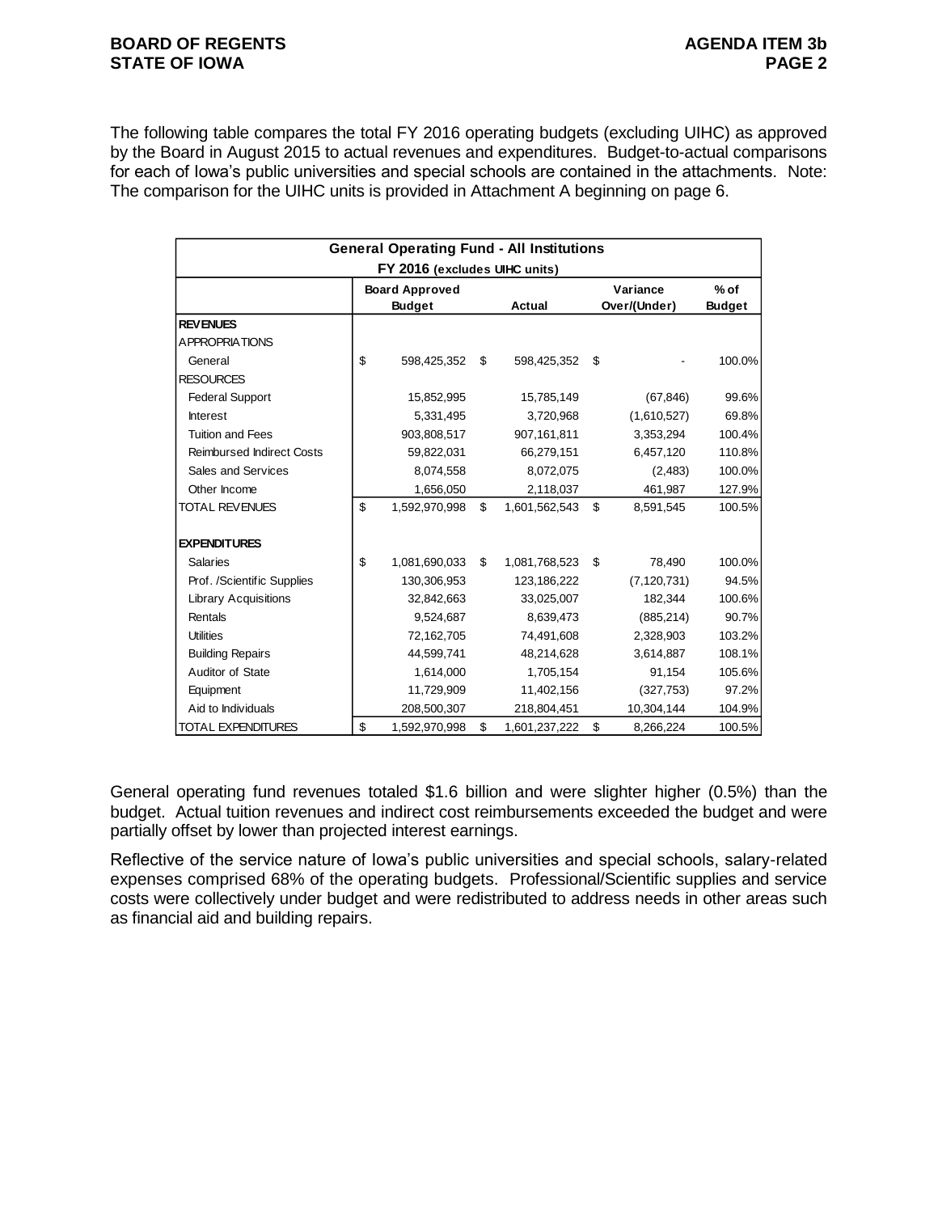The following table compares the total FY 2016 operating budgets (excluding UIHC) as approved by the Board in August 2015 to actual revenues and expenditures. Budget-to-actual comparisons for each of Iowa's public universities and special schools are contained in the attachments. Note: The comparison for the UIHC units is provided in Attachment A beginning on page 6.

| General Operating Fund - All Institutions<br>FY 2016 (excludes UIHC units) | | | | |
|---|---|---|---|---|
| | Board Approved Budget | Actual | Variance Over/(Under) | % of Budget |
| **REVENUES** | | | | |
| APPROPRIATIONS | | | | |
| General | $ 598,425,352 | $ 598,425,352 | $ - | 100.0% |
| RESOURCES | | | | |
| Federal Support | 15,852,995 | 15,785,149 | (67,846) | 99.6% |
| Interest | 5,331,495 | 3,720,968 | (1,610,527) | 69.8% |
| Tuition and Fees | 903,808,517 | 907,161,811 | 3,353,294 | 100.4% |
| Reimbursed Indirect Costs | 59,822,031 | 66,279,151 | 6,457,120 | 110.8% |
| Sales and Services | 8,074,558 | 8,072,075 | (2,483) | 100.0% |
| Other Income | 1,656,050 | 2,118,037 | 461,987 | 127.9% |
| TOTAL REVENUES | $ 1,592,970,998 | $ 1,601,562,543 | $ 8,591,545 | 100.5% |
| | | | | |
| **EXPENDITURES** | | | | |
| Salaries | $ 1,081,690,033 | $ 1,081,768,523 | $ 78,490 | 100.0% |
| Prof. /Scientific Supplies | 130,306,953 | 123,186,222 | (7,120,731) | 94.5% |
| Library Acquisitions | 32,842,663 | 33,025,007 | 182,344 | 100.6% |
| Rentals | 9,524,687 | 8,639,473 | (885,214) | 90.7% |
| Utilities | 72,162,705 | 74,491,608 | 2,328,903 | 103.2% |
| Building Repairs | 44,599,741 | 48,214,628 | 3,614,887 | 108.1% |
| Auditor of State | 1,614,000 | 1,705,154 | 91,154 | 105.6% |
| Equipment | 11,729,909 | 11,402,156 | (327,753) | 97.2% |
| Aid to Individuals | 208,500,307 | 218,804,451 | 10,304,144 | 104.9% |
| TOTAL EXPENDITURES | $ 1,592,970,998 | $ 1,601,237,222 | $ 8,266,224 | 100.5% |

General operating fund revenues totaled $1.6 billion and were slighter higher (0.5%) than the budget. Actual tuition revenues and indirect cost reimbursements exceeded the budget and were partially offset by lower than projected interest earnings.

Reflective of the service nature of Iowa's public universities and special schools, salary-related expenses comprised 68% of the operating budgets. Professional/Scientific supplies and service costs were collectively under budget and were redistributed to address needs in other areas such as financial aid and building repairs.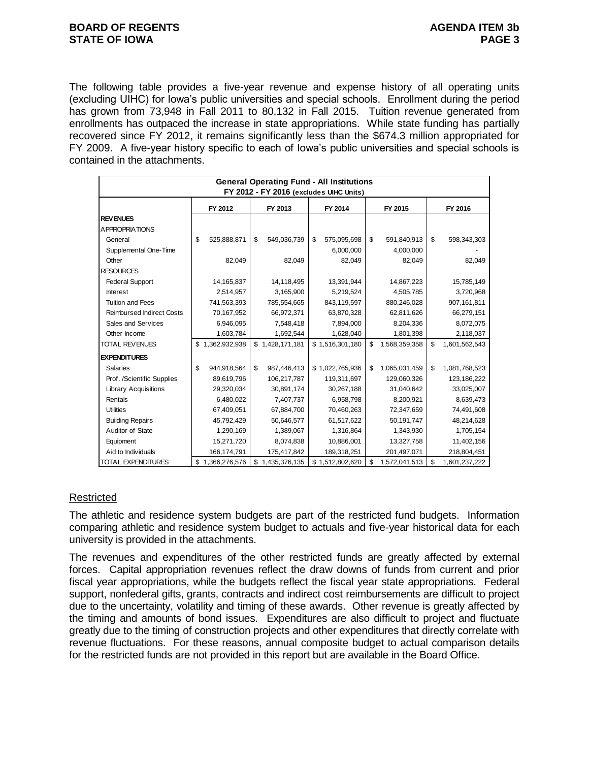The following table provides a five-year revenue and expense history of all operating units (excluding UIHC) for Iowa's public universities and special schools. Enrollment during the period has grown from 73,948 in Fall 2011 to 80,132 in Fall 2015. Tuition revenue generated from enrollments has outpaced the increase in state appropriations. While state funding has partially recovered since FY 2012, it remains significantly less than the $674.3 million appropriated for FY 2009. A five-year history specific to each of Iowa's public universities and special schools is contained in the attachments.

| General Operating Fund - All Institutions FY 2012 - FY 2016 (excludes UIHC Units) | | | | | |
|---|---|---|---|---|---|
| | FY 2012 | FY 2013 | FY 2014 | FY 2015 | FY 2016 |
| **REVENUES** | | | | | |
| APPROPRIATIONS | | | | | |
| General | $ 525,888,871 | $ 549,036,739 | $ 575,095,698 | $ 591,840,913 | $ 598,343,303 |
| Supplemental One-Time | | | 6,000,000 | 4,000,000 | - |
| Other | 82,049 | 82,049 | 82,049 | 82,049 | 82,049 |
| RESOURCES | | | | | |
| Federal Support | 14,165,837 | 14,118,495 | 13,391,944 | 14,867,223 | 15,785,149 |
| Interest | 2,514,957 | 3,165,900 | 5,219,524 | 4,505,785 | 3,720,968 |
| Tuition and Fees | 741,563,393 | 785,554,665 | 843,119,597 | 880,246,028 | 907,161,811 |
| Reimbursed Indirect Costs | 70,167,952 | 66,972,371 | 63,870,328 | 62,811,626 | 66,279,151 |
| Sales and Services | 6,946,095 | 7,548,418 | 7,894,000 | 8,204,336 | 8,072,075 |
| Other Income | 1,603,784 | 1,692,544 | 1,628,040 | 1,801,398 | 2,118,037 |
| TOTAL REVENUES | $ 1,362,932,938 | $ 1,428,171,181 | $ 1,516,301,180 | $ 1,568,359,358 | $ 1,601,562,543 |
| **EXPENDITURES** | | | | | |
| Salaries | $ 944,918,564 | $ 987,446,413 | $ 1,022,765,936 | $ 1,065,031,459 | $ 1,081,768,523 |
| Prof. /Scientific Supplies | 89,619,796 | 106,217,787 | 119,311,697 | 129,060,326 | 123,186,222 |
| Library Acquisitions | 29,320,034 | 30,891,174 | 30,267,188 | 31,040,642 | 33,025,007 |
| Rentals | 6,480,022 | 7,407,737 | 6,958,798 | 8,200,921 | 8,639,473 |
| Utilities | 67,409,051 | 67,884,700 | 70,460,263 | 72,347,659 | 74,491,608 |
| Building Repairs | 45,792,429 | 50,646,577 | 61,517,622 | 50,191,747 | 48,214,628 |
| Auditor of State | 1,290,169 | 1,389,067 | 1,316,864 | 1,343,930 | 1,705,154 |
| Equipment | 15,271,720 | 8,074,838 | 10,886,001 | 13,327,758 | 11,402,156 |
| Aid to Individuals | 166,174,791 | 175,417,842 | 189,318,251 | 201,497,071 | 218,804,451 |
| TOTAL EXPENDITURES | $ 1,366,276,576 | $ 1,435,376,135 | $ 1,512,802,620 | $ 1,572,041,513 | $ 1,601,237,222 |

## Restricted

The athletic and residence system budgets are part of the restricted fund budgets. Information comparing athletic and residence system budget to actuals and five-year historical data for each university is provided in the attachments.

The revenues and expenditures of the other restricted funds are greatly affected by external forces. Capital appropriation revenues reflect the draw downs of funds from current and prior fiscal year appropriations, while the budgets reflect the fiscal year state appropriations. Federal support, nonfederal gifts, grants, contracts and indirect cost reimbursements are difficult to project due to the uncertainty, volatility and timing of these awards. Other revenue is greatly affected by the timing and amounts of bond issues. Expenditures are also difficult to project and fluctuate greatly due to the timing of construction projects and other expenditures that directly correlate with revenue fluctuations. For these reasons, annual composite budget to actual comparison details for the restricted funds are not provided in this report but are available in the Board Office.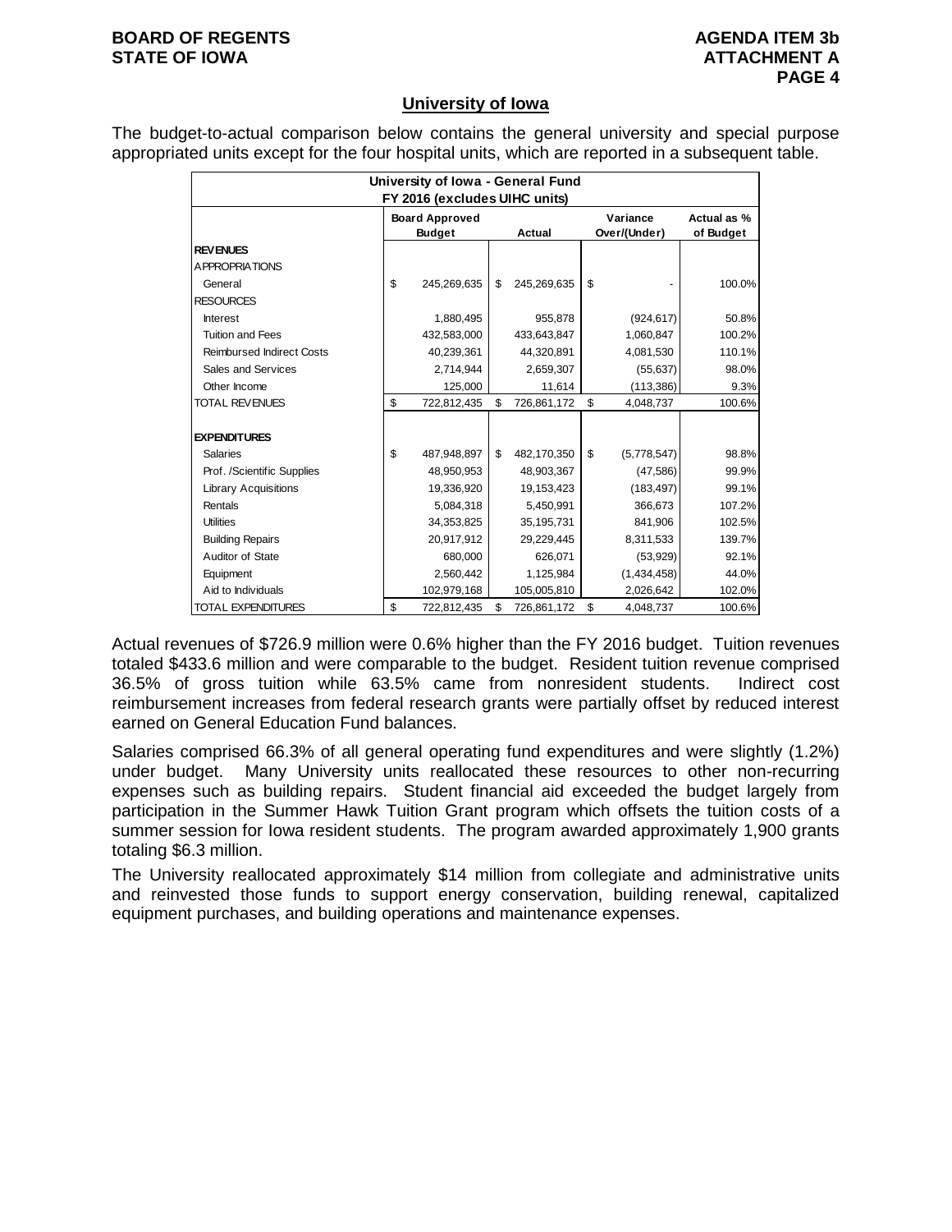## University of Iowa

The budget-to-actual comparison below contains the general university and special purpose appropriated units except for the four hospital units, which are reported in a subsequent table.

| University of Iowa - General Fund FY 2016 (excludes UIHC units) | | | | |
|---|---|---|---|---|
| | Board Approved Budget | Actual | Variance Over/(Under) | Actual as % of Budget |
| **REVENUES** | | | | |
| APPROPRIATIONS | | | | |
| General | $ 245,269,635 | $ 245,269,635 | $ - | 100.0% |
| RESOURCES | | | | |
| Interest | 1,880,495 | 955,878 | (924,617) | 50.8% |
| Tuition and Fees | 432,583,000 | 433,643,847 | 1,060,847 | 100.2% |
| Reimbursed Indirect Costs | 40,239,361 | 44,320,891 | 4,081,530 | 110.1% |
| Sales and Services | 2,714,944 | 2,659,307 | (55,637) | 98.0% |
| Other Income | 125,000 | 11,614 | (113,386) | 9.3% |
| TOTAL REVENUES | $ 722,812,435 | $ 726,861,172 | $ 4,048,737 | 100.6% |
| **EXPENDITURES** | | | | |
| Salaries | $ 487,948,897 | $ 482,170,350 | $ (5,778,547) | 98.8% |
| Prof. /Scientific Supplies | 48,950,953 | 48,903,367 | (47,586) | 99.9% |
| Library Acquisitions | 19,336,920 | 19,153,423 | (183,497) | 99.1% |
| Rentals | 5,084,318 | 5,450,991 | 366,673 | 107.2% |
| Utilities | 34,353,825 | 35,195,731 | 841,906 | 102.5% |
| Building Repairs | 20,917,912 | 29,229,445 | 8,311,533 | 139.7% |
| Auditor of State | 680,000 | 626,071 | (53,929) | 92.1% |
| Equipment | 2,560,442 | 1,125,984 | (1,434,458) | 44.0% |
| Aid to Individuals | 102,979,168 | 105,005,810 | 2,026,642 | 102.0% |
| TOTAL EXPENDITURES | $ 722,812,435 | $ 726,861,172 | $ 4,048,737 | 100.6% |

Actual revenues of $726.9 million were 0.6% higher than the FY 2016 budget. Tuition revenues totaled $433.6 million and were comparable to the budget. Resident tuition revenue comprised 36.5% of gross tuition while 63.5% came from nonresident students. Indirect cost reimbursement increases from federal research grants were partially offset by reduced interest earned on General Education Fund balances.

Salaries comprised 66.3% of all general operating fund expenditures and were slightly (1.2%) under budget. Many University units reallocated these resources to other non-recurring expenses such as building repairs. Student financial aid exceeded the budget largely from participation in the Summer Hawk Tuition Grant program which offsets the tuition costs of a summer session for Iowa resident students. The program awarded approximately 1,900 grants totaling $6.3 million.

The University reallocated approximately $14 million from collegiate and administrative units and reinvested those funds to support energy conservation, building renewal, capitalized equipment purchases, and building operations and maintenance expenses.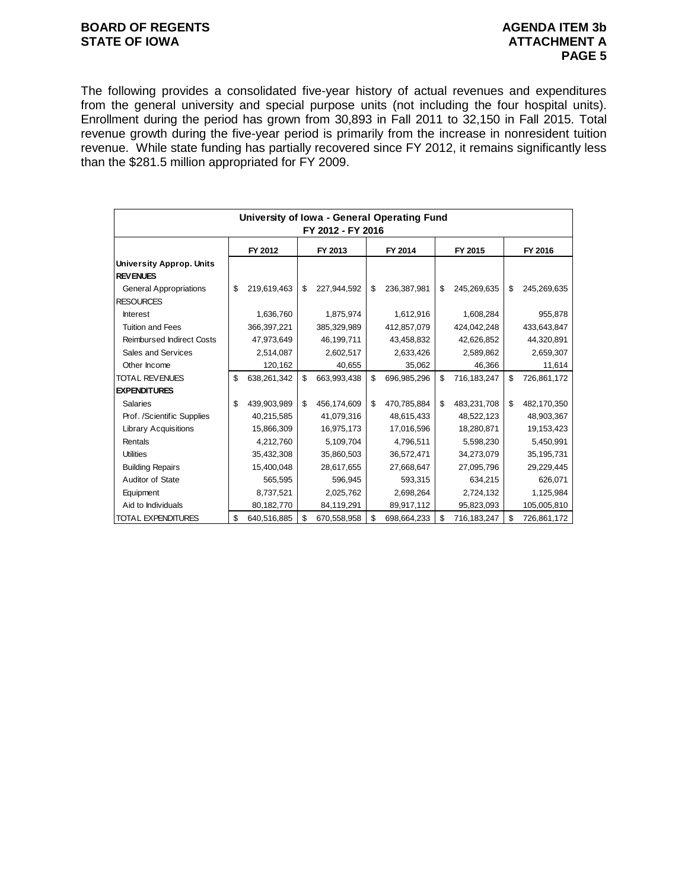The following provides a consolidated five-year history of actual revenues and expenditures from the general university and special purpose units (not including the four hospital units). Enrollment during the period has grown from 30,893 in Fall 2011 to 32,150 in Fall 2015. Total revenue growth during the five-year period is primarily from the increase in nonresident tuition revenue. While state funding has partially recovered since FY 2012, it remains significantly less than the $281.5 million appropriated for FY 2009.

**University of Iowa - General Operating Fund**
**FY 2012 - FY 2016**

| | FY 2012 | FY 2013 | FY 2014 | FY 2015 | FY 2016 |
|---|---|---|---|---|---|
| **University Approp. Units** | | | | | |
| **REVENUES** | | | | | |
| General Appropriations | $ 219,619,463 | $ 227,944,592 | $ 236,387,981 | $ 245,269,635 | $ 245,269,635 |
| RESOURCES | | | | | |
| Interest | 1,636,760 | 1,875,974 | 1,612,916 | 1,608,284 | 955,878 |
| Tuition and Fees | 366,397,221 | 385,329,989 | 412,857,079 | 424,042,248 | 433,643,847 |
| Reimbursed Indirect Costs | 47,973,649 | 46,199,711 | 43,458,832 | 42,626,852 | 44,320,891 |
| Sales and Services | 2,514,087 | 2,602,517 | 2,633,426 | 2,589,862 | 2,659,307 |
| Other Income | 120,162 | 40,655 | 35,062 | 46,366 | 11,614 |
| TOTAL REVENUES | $ 638,261,342 | $ 663,993,438 | $ 696,985,296 | $ 716,183,247 | $ 726,861,172 |
| **EXPENDITURES** | | | | | |
| Salaries | $ 439,903,989 | $ 456,174,609 | $ 470,785,884 | $ 483,231,708 | $ 482,170,350 |
| Prof. /Scientific Supplies | 40,215,585 | 41,079,316 | 48,615,433 | 48,522,123 | 48,903,367 |
| Library Acquisitions | 15,866,309 | 16,975,173 | 17,016,596 | 18,280,871 | 19,153,423 |
| Rentals | 4,212,760 | 5,109,704 | 4,796,511 | 5,598,230 | 5,450,991 |
| Utilities | 35,432,308 | 35,860,503 | 36,572,471 | 34,273,079 | 35,195,731 |
| Building Repairs | 15,400,048 | 28,617,655 | 27,668,647 | 27,095,796 | 29,229,445 |
| Auditor of State | 565,595 | 596,945 | 593,315 | 634,215 | 626,071 |
| Equipment | 8,737,521 | 2,025,762 | 2,698,264 | 2,724,132 | 1,125,984 |
| Aid to Individuals | 80,182,770 | 84,119,291 | 89,917,112 | 95,823,093 | 105,005,810 |
| TOTAL EXPENDITURES | $ 640,516,885 | $ 670,558,958 | $ 698,664,233 | $ 716,183,247 | $ 726,861,172 |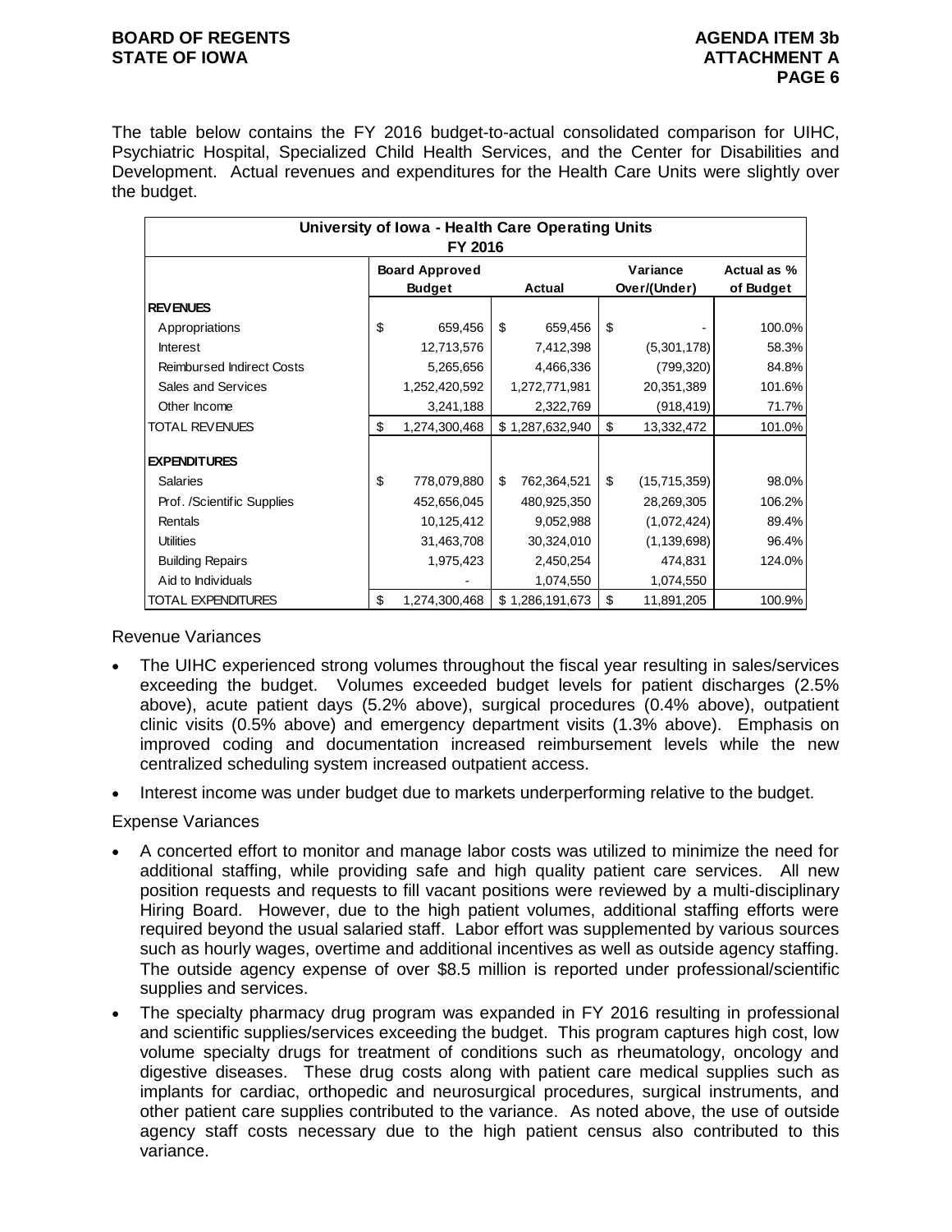The table below contains the FY 2016 budget-to-actual consolidated comparison for UIHC, Psychiatric Hospital, Specialized Child Health Services, and the Center for Disabilities and Development. Actual revenues and expenditures for the Health Care Units were slightly over the budget.

| University of Iowa - Health Care Operating Units FY 2016 | | | | |
|---|---|---|---|---|
| | Board Approved Budget | Actual | Variance Over/(Under) | Actual as % of Budget |
| **REVENUES** | | | | |
| Appropriations | $ 659,456 | $ 659,456 | $ - | 100.0% |
| Interest | 12,713,576 | 7,412,398 | (5,301,178) | 58.3% |
| Reimbursed Indirect Costs | 5,265,656 | 4,466,336 | (799,320) | 84.8% |
| Sales and Services | 1,252,420,592 | 1,272,771,981 | 20,351,389 | 101.6% |
| Other Income | 3,241,188 | 2,322,769 | (918,419) | 71.7% |
| TOTAL REVENUES | $ 1,274,300,468 | $ 1,287,632,940 | $ 13,332,472 | 101.0% |
| **EXPENDITURES** | | | | |
| Salaries | $ 778,079,880 | $ 762,364,521 | $ (15,715,359) | 98.0% |
| Prof. /Scientific Supplies | 452,656,045 | 480,925,350 | 28,269,305 | 106.2% |
| Rentals | 10,125,412 | 9,052,988 | (1,072,424) | 89.4% |
| Utilities | 31,463,708 | 30,324,010 | (1,139,698) | 96.4% |
| Building Repairs | 1,975,423 | 2,450,254 | 474,831 | 124.0% |
| Aid to Individuals | - | 1,074,550 | 1,074,550 | |
| TOTAL EXPENDITURES | $ 1,274,300,468 | $ 1,286,191,673 | $ 11,891,205 | 100.9% |

Revenue Variances

- The UIHC experienced strong volumes throughout the fiscal year resulting in sales/services exceeding the budget. Volumes exceeded budget levels for patient discharges (2.5% above), acute patient days (5.2% above), surgical procedures (0.4% above), outpatient clinic visits (0.5% above) and emergency department visits (1.3% above). Emphasis on improved coding and documentation increased reimbursement levels while the new centralized scheduling system increased outpatient access.
- Interest income was under budget due to markets underperforming relative to the budget.

Expense Variances

- A concerted effort to monitor and manage labor costs was utilized to minimize the need for additional staffing, while providing safe and high quality patient care services. All new position requests and requests to fill vacant positions were reviewed by a multi-disciplinary Hiring Board. However, due to the high patient volumes, additional staffing efforts were required beyond the usual salaried staff. Labor effort was supplemented by various sources such as hourly wages, overtime and additional incentives as well as outside agency staffing. The outside agency expense of over $8.5 million is reported under professional/scientific supplies and services.
- The specialty pharmacy drug program was expanded in FY 2016 resulting in professional and scientific supplies/services exceeding the budget. This program captures high cost, low volume specialty drugs for treatment of conditions such as rheumatology, oncology and digestive diseases. These drug costs along with patient care medical supplies such as implants for cardiac, orthopedic and neurosurgical procedures, surgical instruments, and other patient care supplies contributed to the variance. As noted above, the use of outside agency staff costs necessary due to the high patient census also contributed to this variance.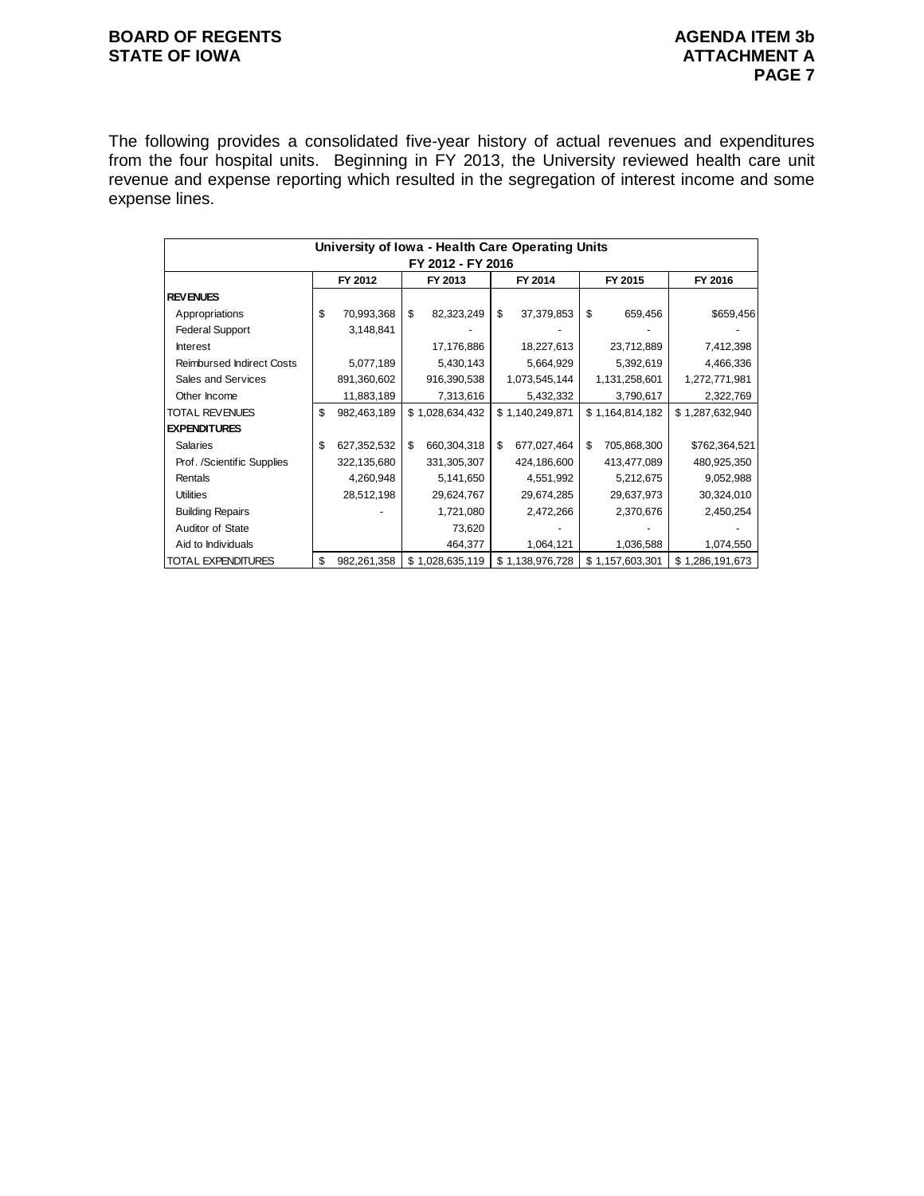The following provides a consolidated five-year history of actual revenues and expenditures from the four hospital units. Beginning in FY 2013, the University reviewed health care unit revenue and expense reporting which resulted in the segregation of interest income and some expense lines.

| University of Iowa - Health Care Operating Units FY 2012 - FY 2016 | FY 2012 | FY 2013 | FY 2014 | FY 2015 | FY 2016 |
|---|---|---|---|---|---|
| **REVENUES** | | | | | |
| Appropriations | $ 70,993,368 | $ 82,323,249 | $ 37,379,853 | $ 659,456 | $659,456 |
| Federal Support | 3,148,841 | - | - | - | - |
| Interest | | 17,176,886 | 18,227,613 | 23,712,889 | 7,412,398 |
| Reimbursed Indirect Costs | 5,077,189 | 5,430,143 | 5,664,929 | 5,392,619 | 4,466,336 |
| Sales and Services | 891,360,602 | 916,390,538 | 1,073,545,144 | 1,131,258,601 | 1,272,771,981 |
| Other Income | 11,883,189 | 7,313,616 | 5,432,332 | 3,790,617 | 2,322,769 |
| TOTAL REVENUES | $ 982,463,189 | $ 1,028,634,432 | $ 1,140,249,871 | $ 1,164,814,182 | $ 1,287,632,940 |
| **EXPENDITURES** | | | | | |
| Salaries | $ 627,352,532 | $ 660,304,318 | $ 677,027,464 | $ 705,868,300 | $762,364,521 |
| Prof. /Scientific Supplies | 322,135,680 | 331,305,307 | 424,186,600 | 413,477,089 | 480,925,350 |
| Rentals | 4,260,948 | 5,141,650 | 4,551,992 | 5,212,675 | 9,052,988 |
| Utilities | 28,512,198 | 29,624,767 | 29,674,285 | 29,637,973 | 30,324,010 |
| Building Repairs | - | 1,721,080 | 2,472,266 | 2,370,676 | 2,450,254 |
| Auditor of State | | 73,620 | - | - | - |
| Aid to Individuals | | 464,377 | 1,064,121 | 1,036,588 | 1,074,550 |
| TOTAL EXPENDITURES | $ 982,261,358 | $ 1,028,635,119 | $ 1,138,976,728 | $ 1,157,603,301 | $ 1,286,191,673 |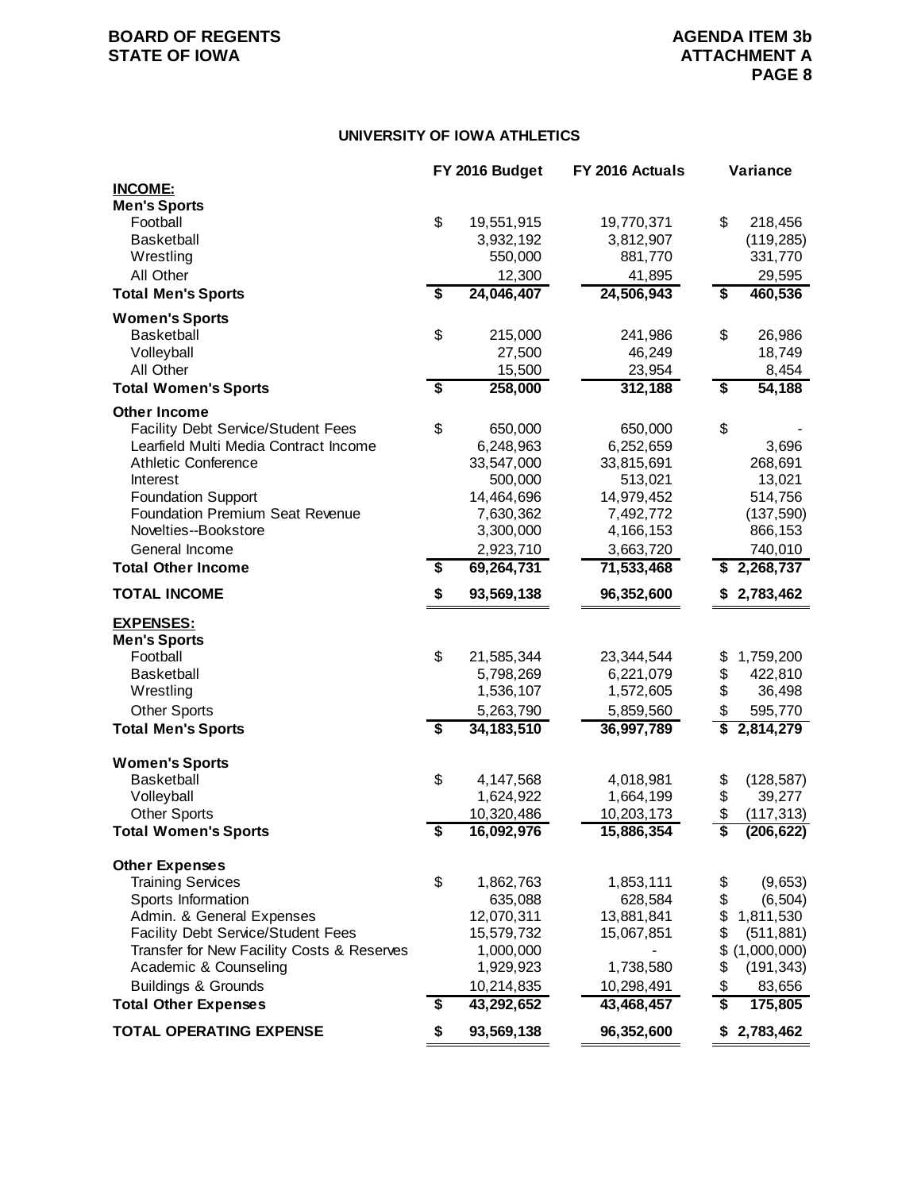## UNIVERSITY OF IOWA ATHLETICS

| | FY 2016 Budget | FY 2016 Actuals | Variance |
|---|---|---|---|
| **INCOME:** | | | |
| **Men's Sports** | | | |
| Football | $ 19,551,915 | 19,770,371 | $ 218,456 |
| Basketball | 3,932,192 | 3,812,907 | (119,285) |
| Wrestling | 550,000 | 881,770 | 331,770 |
| All Other | 12,300 | 41,895 | 29,595 |
| **Total Men's Sports** | **$ 24,046,407** | **24,506,943** | **$ 460,536** |
| **Women's Sports** | | | |
| Basketball | $ 215,000 | 241,986 | $ 26,986 |
| Volleyball | 27,500 | 46,249 | 18,749 |
| All Other | 15,500 | 23,954 | 8,454 |
| **Total Women's Sports** | **$ 258,000** | **312,188** | **$ 54,188** |
| **Other Income** | | | |
| Facility Debt Service/Student Fees | $ 650,000 | 650,000 | $ - |
| Learfield Multi Media Contract Income | 6,248,963 | 6,252,659 | 3,696 |
| Athletic Conference | 33,547,000 | 33,815,691 | 268,691 |
| Interest | 500,000 | 513,021 | 13,021 |
| Foundation Support | 14,464,696 | 14,979,452 | 514,756 |
| Foundation Premium Seat Revenue | 7,630,362 | 7,492,772 | (137,590) |
| Novelties--Bookstore | 3,300,000 | 4,166,153 | 866,153 |
| General Income | 2,923,710 | 3,663,720 | 740,010 |
| **Total Other Income** | **$ 69,264,731** | **71,533,468** | **$ 2,268,737** |
| **TOTAL INCOME** | **$ 93,569,138** | **96,352,600** | **$ 2,783,462** |
| **EXPENSES:** | | | |
| **Men's Sports** | | | |
| Football | $ 21,585,344 | 23,344,544 | $ 1,759,200 |
| Basketball | 5,798,269 | 6,221,079 | $ 422,810 |
| Wrestling | 1,536,107 | 1,572,605 | $ 36,498 |
| Other Sports | 5,263,790 | 5,859,560 | $ 595,770 |
| **Total Men's Sports** | **$ 34,183,510** | **36,997,789** | **$ 2,814,279** |
| **Women's Sports** | | | |
| Basketball | $ 4,147,568 | 4,018,981 | $ (128,587) |
| Volleyball | 1,624,922 | 1,664,199 | $ 39,277 |
| Other Sports | 10,320,486 | 10,203,173 | $ (117,313) |
| **Total Women's Sports** | **$ 16,092,976** | **15,886,354** | **$ (206,622)** |
| **Other Expenses** | | | |
| Training Services | $ 1,862,763 | 1,853,111 | $ (9,653) |
| Sports Information | 635,088 | 628,584 | $ (6,504) |
| Admin. & General Expenses | 12,070,311 | 13,881,841 | $ 1,811,530 |
| Facility Debt Service/Student Fees | 15,579,732 | 15,067,851 | $ (511,881) |
| Transfer for New Facility Costs & Reserves | 1,000,000 | - | $ (1,000,000) |
| Academic & Counseling | 1,929,923 | 1,738,580 | $ (191,343) |
| Buildings & Grounds | 10,214,835 | 10,298,491 | $ 83,656 |
| **Total Other Expenses** | **$ 43,292,652** | **43,468,457** | **$ 175,805** |
| **TOTAL OPERATING EXPENSE** | **$ 93,569,138** | **96,352,600** | **$ 2,783,462** |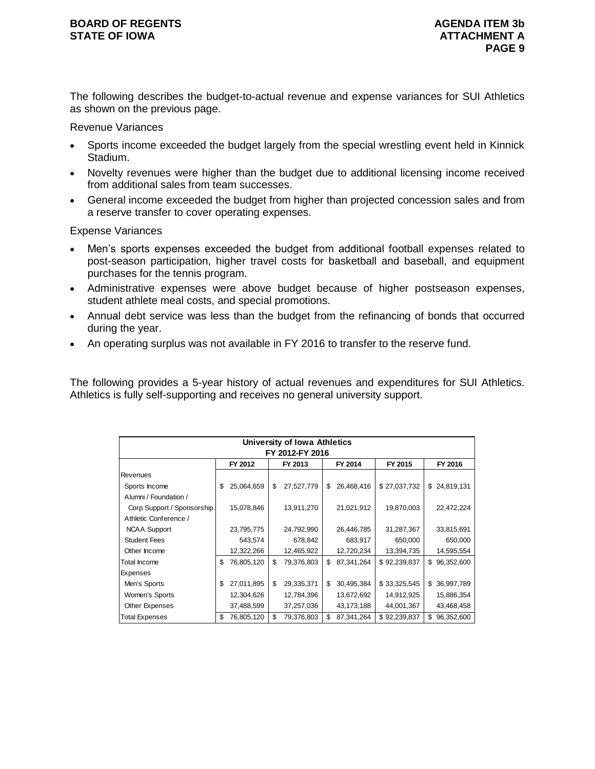The following describes the budget-to-actual revenue and expense variances for SUI Athletics as shown on the previous page.

Revenue Variances

- Sports income exceeded the budget largely from the special wrestling event held in Kinnick Stadium.
- Novelty revenues were higher than the budget due to additional licensing income received from additional sales from team successes.
- General income exceeded the budget from higher than projected concession sales and from a reserve transfer to cover operating expenses.

Expense Variances

- Men's sports expenses exceeded the budget from additional football expenses related to post-season participation, higher travel costs for basketball and baseball, and equipment purchases for the tennis program.
- Administrative expenses were above budget because of higher postseason expenses, student athlete meal costs, and special promotions.
- Annual debt service was less than the budget from the refinancing of bonds that occurred during the year.
- An operating surplus was not available in FY 2016 to transfer to the reserve fund.

The following provides a 5-year history of actual revenues and expenditures for SUI Athletics. Athletics is fully self-supporting and receives no general university support.

**University of Iowa Athletics**
**FY 2012-FY 2016**

| | FY 2012 | FY 2013 | FY 2014 | FY 2015 | FY 2016 |
|---|---|---|---|---|---|
| Revenues | | | | | |
| Sports Income | $ 25,064,659 | $ 27,527,779 | $ 26,468,416 | $ 27,037,732 | $ 24,819,131 |
| Alumni / Foundation / Corp Support / Sponsorship | 15,078,846 | 13,911,270 | 21,021,912 | 19,870,003 | 22,472,224 |
| Athletic Conference / NCAA Support | 23,795,775 | 24,792,990 | 26,446,785 | 31,287,367 | 33,815,691 |
| Student Fees | 543,574 | 678,842 | 683,917 | 650,000 | 650,000 |
| Other Income | 12,322,266 | 12,465,922 | 12,720,234 | 13,394,735 | 14,595,554 |
| Total Income | $ 76,805,120 | $ 79,376,803 | $ 87,341,264 | $ 92,239,837 | $ 96,352,600 |
| Expenses | | | | | |
| Men's Sports | $ 27,011,895 | $ 29,335,371 | $ 30,495,384 | $ 33,325,545 | $ 36,997,789 |
| Women's Sports | 12,304,626 | 12,784,396 | 13,672,692 | 14,912,925 | 15,886,354 |
| Other Expenses | 37,488,599 | 37,257,036 | 43,173,188 | 44,001,367 | 43,468,458 |
| Total Expenses | $ 76,805,120 | $ 79,376,803 | $ 87,341,264 | $ 92,239,837 | $ 96,352,600 |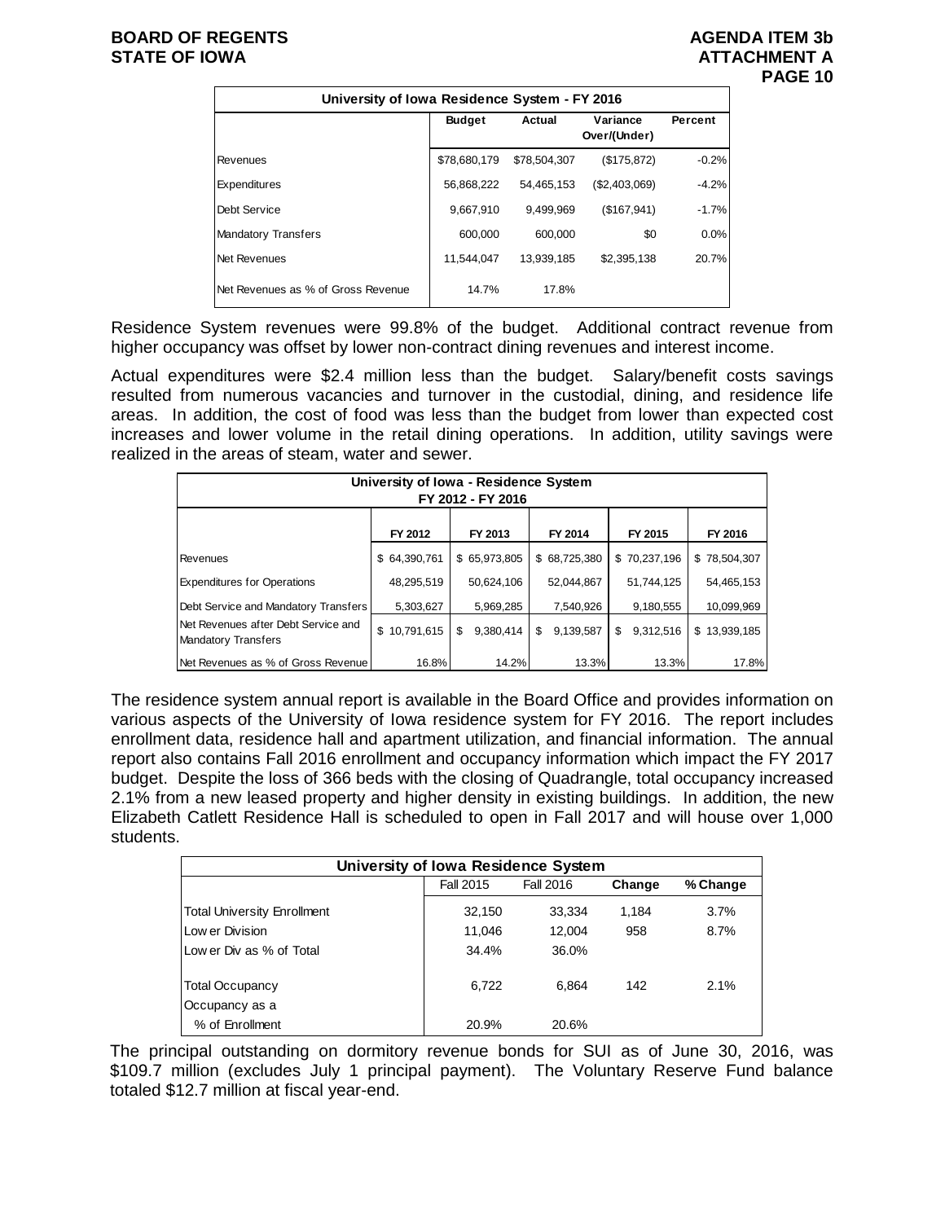| University of Iowa Residence System - FY 2016 | | | | |
|---|---|---|---|---|
| | Budget | Actual | Variance Over/(Under) | Percent |
| Revenues | $78,680,179 | $78,504,307 | ($175,872) | -0.2% |
| Expenditures | 56,868,222 | 54,465,153 | ($2,403,069) | -4.2% |
| Debt Service | 9,667,910 | 9,499,969 | ($167,941) | -1.7% |
| Mandatory Transfers | 600,000 | 600,000 | $0 | 0.0% |
| Net Revenues | 11,544,047 | 13,939,185 | $2,395,138 | 20.7% |
| Net Revenues as % of Gross Revenue | 14.7% | 17.8% | | |

Residence System revenues were 99.8% of the budget. Additional contract revenue from higher occupancy was offset by lower non-contract dining revenues and interest income.

Actual expenditures were $2.4 million less than the budget. Salary/benefit costs savings resulted from numerous vacancies and turnover in the custodial, dining, and residence life areas. In addition, the cost of food was less than the budget from lower than expected cost increases and lower volume in the retail dining operations. In addition, utility savings were realized in the areas of steam, water and sewer.

| University of Iowa - Residence System FY 2012 - FY 2016 | | | | | |
|---|---|---|---|---|---|
| | FY 2012 | FY 2013 | FY 2014 | FY 2015 | FY 2016 |
| Revenues | $ 64,390,761 | $ 65,973,805 | $ 68,725,380 | $ 70,237,196 | $ 78,504,307 |
| Expenditures for Operations | 48,295,519 | 50,624,106 | 52,044,867 | 51,744,125 | 54,465,153 |
| Debt Service and Mandatory Transfers | 5,303,627 | 5,969,285 | 7,540,926 | 9,180,555 | 10,099,969 |
| Net Revenues after Debt Service and Mandatory Transfers | $ 10,791,615 | $ 9,380,414 | $ 9,139,587 | $ 9,312,516 | $ 13,939,185 |
| Net Revenues as % of Gross Revenue | 16.8% | 14.2% | 13.3% | 13.3% | 17.8% |

The residence system annual report is available in the Board Office and provides information on various aspects of the University of Iowa residence system for FY 2016. The report includes enrollment data, residence hall and apartment utilization, and financial information. The annual report also contains Fall 2016 enrollment and occupancy information which impact the FY 2017 budget. Despite the loss of 366 beds with the closing of Quadrangle, total occupancy increased 2.1% from a new leased property and higher density in existing buildings. In addition, the new Elizabeth Catlett Residence Hall is scheduled to open in Fall 2017 and will house over 1,000 students.

| University of Iowa Residence System | | | | |
|---|---|---|---|---|
| | Fall 2015 | Fall 2016 | Change | % Change |
| Total University Enrollment | 32,150 | 33,334 | 1,184 | 3.7% |
| Lower Division | 11,046 | 12,004 | 958 | 8.7% |
| Lower Div as % of Total | 34.4% | 36.0% | | |
| Total Occupancy | 6,722 | 6,864 | 142 | 2.1% |
| Occupancy as a % of Enrollment | 20.9% | 20.6% | | |

The principal outstanding on dormitory revenue bonds for SUI as of June 30, 2016, was $109.7 million (excludes July 1 principal payment). The Voluntary Reserve Fund balance totaled $12.7 million at fiscal year-end.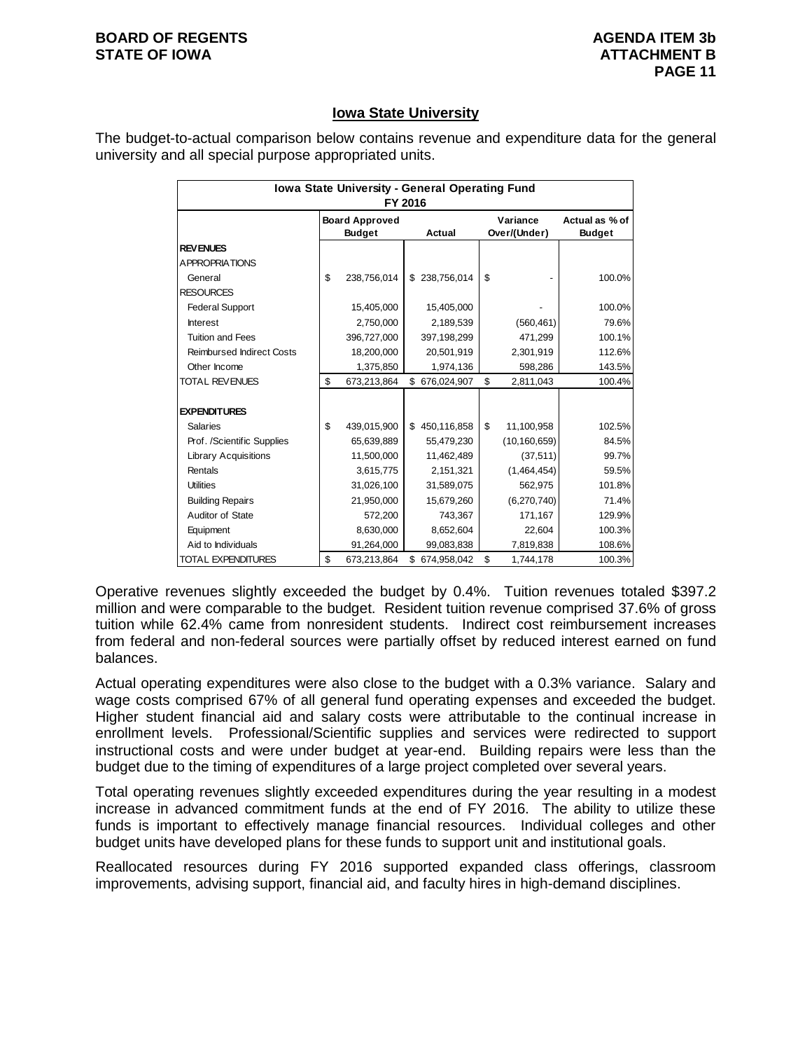## Iowa State University

The budget-to-actual comparison below contains revenue and expenditure data for the general university and all special purpose appropriated units.

| Iowa State University - General Operating Fund FY 2016 | | | | |
|---|---|---|---|---|
| | Board Approved Budget | Actual | Variance Over/(Under) | Actual as % of Budget |
| **REVENUES** | | | | |
| APPROPRIATIONS | | | | |
| General | $ 238,756,014 | $ 238,756,014 | $ - | 100.0% |
| RESOURCES | | | | |
| Federal Support | 15,405,000 | 15,405,000 | - | 100.0% |
| Interest | 2,750,000 | 2,189,539 | (560,461) | 79.6% |
| Tuition and Fees | 396,727,000 | 397,198,299 | 471,299 | 100.1% |
| Reimbursed Indirect Costs | 18,200,000 | 20,501,919 | 2,301,919 | 112.6% |
| Other Income | 1,375,850 | 1,974,136 | 598,286 | 143.5% |
| TOTAL REVENUES | $ 673,213,864 | $ 676,024,907 | $ 2,811,043 | 100.4% |
| **EXPENDITURES** | | | | |
| Salaries | $ 439,015,900 | $ 450,116,858 | $ 11,100,958 | 102.5% |
| Prof. /Scientific Supplies | 65,639,889 | 55,479,230 | (10,160,659) | 84.5% |
| Library Acquisitions | 11,500,000 | 11,462,489 | (37,511) | 99.7% |
| Rentals | 3,615,775 | 2,151,321 | (1,464,454) | 59.5% |
| Utilities | 31,026,100 | 31,589,075 | 562,975 | 101.8% |
| Building Repairs | 21,950,000 | 15,679,260 | (6,270,740) | 71.4% |
| Auditor of State | 572,200 | 743,367 | 171,167 | 129.9% |
| Equipment | 8,630,000 | 8,652,604 | 22,604 | 100.3% |
| Aid to Individuals | 91,264,000 | 99,083,838 | 7,819,838 | 108.6% |
| TOTAL EXPENDITURES | $ 673,213,864 | $ 674,958,042 | $ 1,744,178 | 100.3% |

Operative revenues slightly exceeded the budget by 0.4%. Tuition revenues totaled $397.2 million and were comparable to the budget. Resident tuition revenue comprised 37.6% of gross tuition while 62.4% came from nonresident students. Indirect cost reimbursement increases from federal and non-federal sources were partially offset by reduced interest earned on fund balances.

Actual operating expenditures were also close to the budget with a 0.3% variance. Salary and wage costs comprised 67% of all general fund operating expenses and exceeded the budget. Higher student financial aid and salary costs were attributable to the continual increase in enrollment levels. Professional/Scientific supplies and services were redirected to support instructional costs and were under budget at year-end. Building repairs were less than the budget due to the timing of expenditures of a large project completed over several years.

Total operating revenues slightly exceeded expenditures during the year resulting in a modest increase in advanced commitment funds at the end of FY 2016. The ability to utilize these funds is important to effectively manage financial resources. Individual colleges and other budget units have developed plans for these funds to support unit and institutional goals.

Reallocated resources during FY 2016 supported expanded class offerings, classroom improvements, advising support, financial aid, and faculty hires in high-demand disciplines.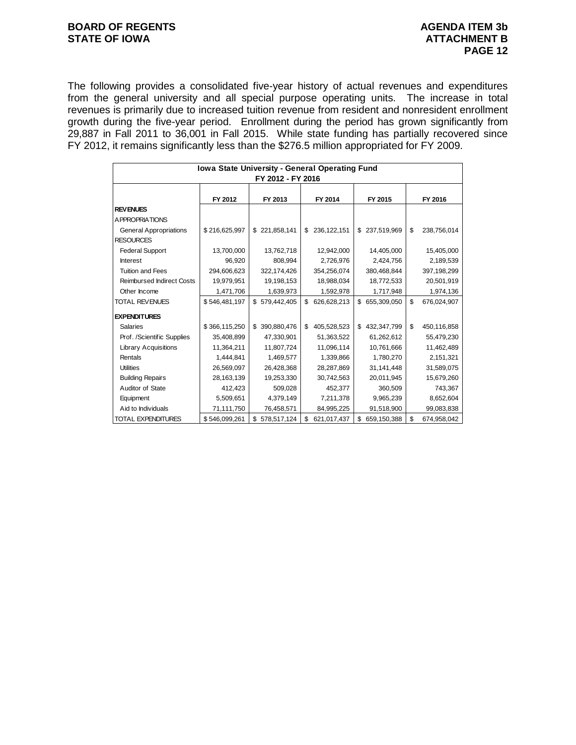The following provides a consolidated five-year history of actual revenues and expenditures from the general university and all special purpose operating units. The increase in total revenues is primarily due to increased tuition revenue from resident and nonresident enrollment growth during the five-year period. Enrollment during the period has grown significantly from 29,887 in Fall 2011 to 36,001 in Fall 2015. While state funding has partially recovered since FY 2012, it remains significantly less than the $276.5 million appropriated for FY 2009.

| Iowa State University - General Operating Fund FY 2012 - FY 2016 | | | | | |
|---|---|---|---|---|---|
| | FY 2012 | FY 2013 | FY 2014 | FY 2015 | FY 2016 |
| **REVENUES** | | | | | |
| APPROPRIATIONS | | | | | |
| General Appropriations | $ 216,625,997 | $ 221,858,141 | $ 236,122,151 | $ 237,519,969 | $ 238,756,014 |
| RESOURCES | | | | | |
| Federal Support | 13,700,000 | 13,762,718 | 12,942,000 | 14,405,000 | 15,405,000 |
| Interest | 96,920 | 808,994 | 2,726,976 | 2,424,756 | 2,189,539 |
| Tuition and Fees | 294,606,623 | 322,174,426 | 354,256,074 | 380,468,844 | 397,198,299 |
| Reimbursed Indirect Costs | 19,979,951 | 19,198,153 | 18,988,034 | 18,772,533 | 20,501,919 |
| Other Income | 1,471,706 | 1,639,973 | 1,592,978 | 1,717,948 | 1,974,136 |
| TOTAL REVENUES | $ 546,481,197 | $ 579,442,405 | $ 626,628,213 | $ 655,309,050 | $ 676,024,907 |
| **EXPENDITURES** | | | | | |
| Salaries | $ 366,115,250 | $ 390,880,476 | $ 405,528,523 | $ 432,347,799 | $ 450,116,858 |
| Prof. /Scientific Supplies | 35,408,899 | 47,330,901 | 51,363,522 | 61,262,612 | 55,479,230 |
| Library Acquisitions | 11,364,211 | 11,807,724 | 11,096,114 | 10,761,666 | 11,462,489 |
| Rentals | 1,444,841 | 1,469,577 | 1,339,866 | 1,780,270 | 2,151,321 |
| Utilities | 26,569,097 | 26,428,368 | 28,287,869 | 31,141,448 | 31,589,075 |
| Building Repairs | 28,163,139 | 19,253,330 | 30,742,563 | 20,011,945 | 15,679,260 |
| Auditor of State | 412,423 | 509,028 | 452,377 | 360,509 | 743,367 |
| Equipment | 5,509,651 | 4,379,149 | 7,211,378 | 9,965,239 | 8,652,604 |
| Aid to Individuals | 71,111,750 | 76,458,571 | 84,995,225 | 91,518,900 | 99,083,838 |
| TOTAL EXPENDITURES | $ 546,099,261 | $ 578,517,124 | $ 621,017,437 | $ 659,150,388 | $ 674,958,042 |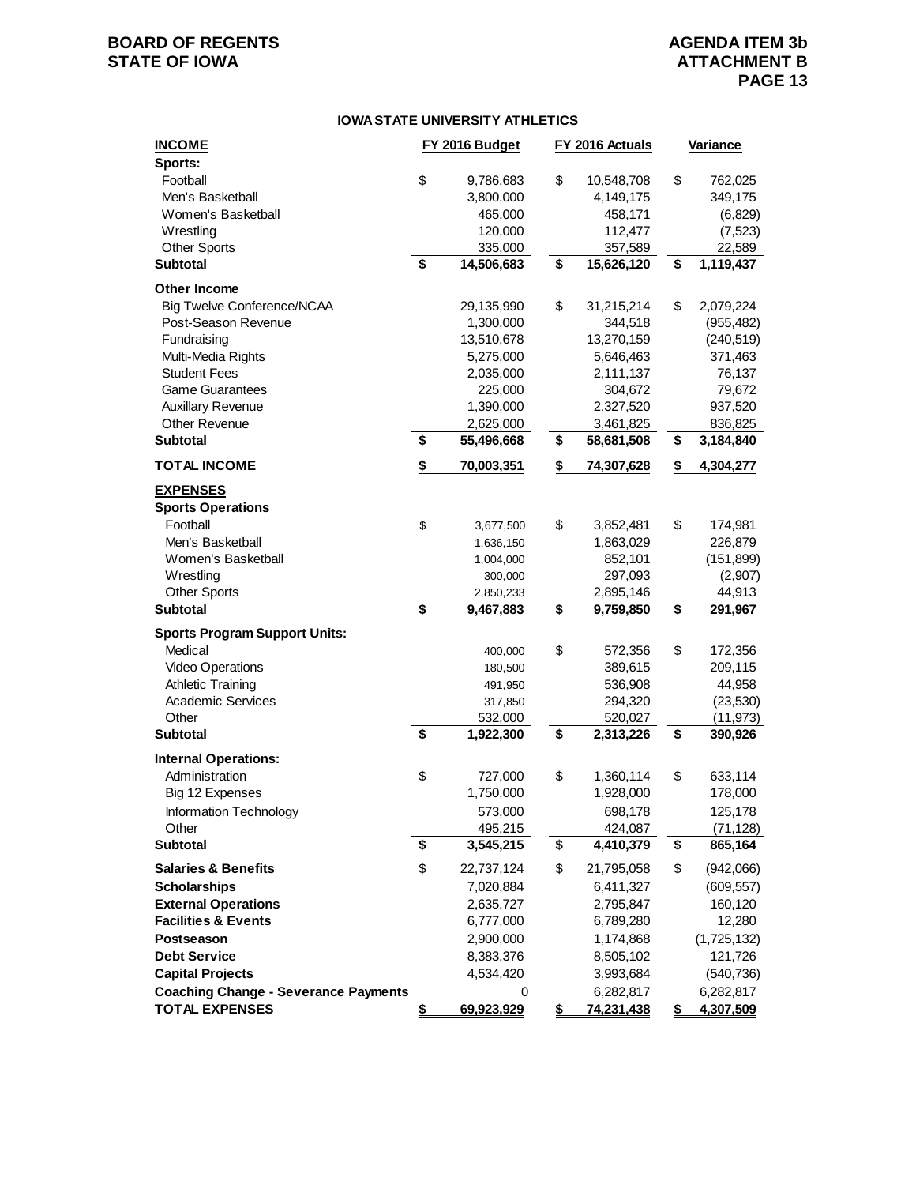BOARD OF REGENTS
STATE OF IOWA

AGENDA ITEM 3b
ATTACHMENT B

## IOWA STATE UNIVERSITY ATHLETICS

| INCOME | FY 2016 Budget | FY 2016 Actuals | Variance |
|---|---|---|---|
| **Sports:** | | | |
| Football | $ 9,786,683 | $ 10,548,708 | $ 762,025 |
| Men's Basketball | 3,800,000 | 4,149,175 | 349,175 |
| Women's Basketball | 465,000 | 458,171 | (6,829) |
| Wrestling | 120,000 | 112,477 | (7,523) |
| Other Sports | 335,000 | 357,589 | 22,589 |
| **Subtotal** | **$ 14,506,683** | **$ 15,626,120** | **$ 1,119,437** |
| **Other Income** | | | |
| Big Twelve Conference/NCAA | 29,135,990 | $ 31,215,214 | $ 2,079,224 |
| Post-Season Revenue | 1,300,000 | 344,518 | (955,482) |
| Fundraising | 13,510,678 | 13,270,159 | (240,519) |
| Multi-Media Rights | 5,275,000 | 5,646,463 | 371,463 |
| Student Fees | 2,035,000 | 2,111,137 | 76,137 |
| Game Guarantees | 225,000 | 304,672 | 79,672 |
| Auxillary Revenue | 1,390,000 | 2,327,520 | 937,520 |
| Other Revenue | 2,625,000 | 3,461,825 | 836,825 |
| **Subtotal** | **$ 55,496,668** | **$ 58,681,508** | **$ 3,184,840** |
| **TOTAL INCOME** | **$ 70,003,351** | **$ 74,307,628** | **$ 4,304,277** |
| **EXPENSES** | | | |
| **Sports Operations** | | | |
| Football | $ 3,677,500 | $ 3,852,481 | $ 174,981 |
| Men's Basketball | 1,636,150 | 1,863,029 | 226,879 |
| Women's Basketball | 1,004,000 | 852,101 | (151,899) |
| Wrestling | 300,000 | 297,093 | (2,907) |
| Other Sports | 2,850,233 | 2,895,146 | 44,913 |
| **Subtotal** | **$ 9,467,883** | **$ 9,759,850** | **$ 291,967** |
| **Sports Program Support Units:** | | | |
| Medical | 400,000 | $ 572,356 | $ 172,356 |
| Video Operations | 180,500 | 389,615 | 209,115 |
| Athletic Training | 491,950 | 536,908 | 44,958 |
| Academic Services | 317,850 | 294,320 | (23,530) |
| Other | 532,000 | 520,027 | (11,973) |
| **Subtotal** | **$ 1,922,300** | **$ 2,313,226** | **$ 390,926** |
| **Internal Operations:** | | | |
| Administration | $ 727,000 | $ 1,360,114 | $ 633,114 |
| Big 12 Expenses | 1,750,000 | 1,928,000 | 178,000 |
| Information Technology | 573,000 | 698,178 | 125,178 |
| Other | 495,215 | 424,087 | (71,128) |
| **Subtotal** | **$ 3,545,215** | **$ 4,410,379** | **$ 865,164** |
| **Salaries & Benefits** | $ 22,737,124 | $ 21,795,058 | $ (942,066) |
| **Scholarships** | 7,020,884 | 6,411,327 | (609,557) |
| **External Operations** | 2,635,727 | 2,795,847 | 160,120 |
| **Facilities & Events** | 6,777,000 | 6,789,280 | 12,280 |
| **Postseason** | 2,900,000 | 1,174,868 | (1,725,132) |
| **Debt Service** | 8,383,376 | 8,505,102 | 121,726 |
| **Capital Projects** | 4,534,420 | 3,993,684 | (540,736) |
| **Coaching Change - Severance Payments** | 0 | 6,282,817 | 6,282,817 |
| **TOTAL EXPENSES** | **$ 69,923,929** | **$ 74,231,438** | **$ 4,307,509** |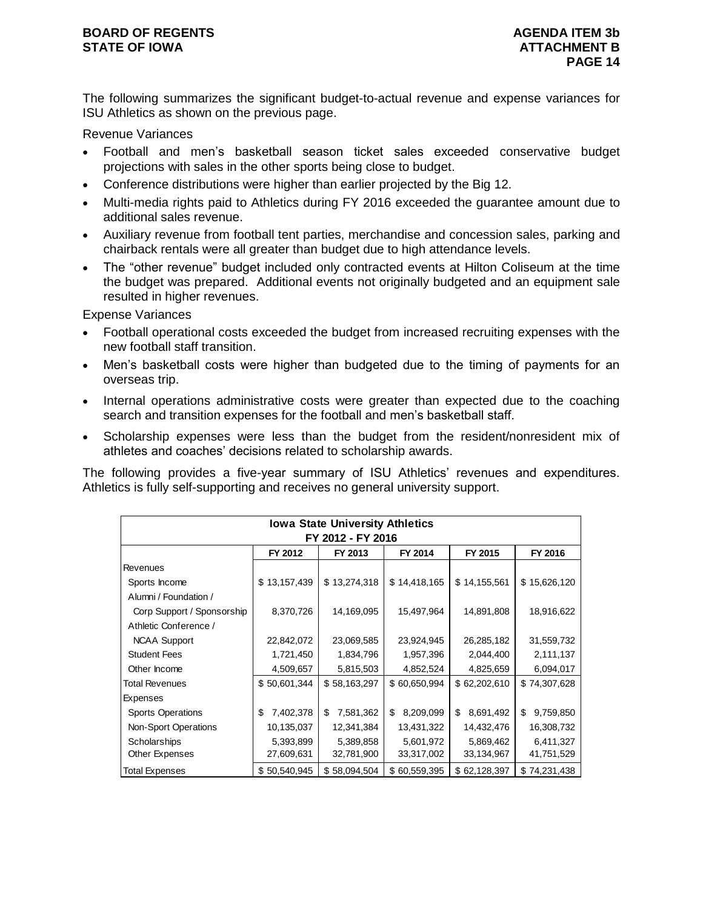The following summarizes the significant budget-to-actual revenue and expense variances for ISU Athletics as shown on the previous page.

Revenue Variances

- Football and men's basketball season ticket sales exceeded conservative budget projections with sales in the other sports being close to budget.
- Conference distributions were higher than earlier projected by the Big 12.
- Multi-media rights paid to Athletics during FY 2016 exceeded the guarantee amount due to additional sales revenue.
- Auxiliary revenue from football tent parties, merchandise and concession sales, parking and chairback rentals were all greater than budget due to high attendance levels.
- The "other revenue" budget included only contracted events at Hilton Coliseum at the time the budget was prepared. Additional events not originally budgeted and an equipment sale resulted in higher revenues.

Expense Variances

- Football operational costs exceeded the budget from increased recruiting expenses with the new football staff transition.
- Men's basketball costs were higher than budgeted due to the timing of payments for an overseas trip.
- Internal operations administrative costs were greater than expected due to the coaching search and transition expenses for the football and men's basketball staff.
- Scholarship expenses were less than the budget from the resident/nonresident mix of athletes and coaches' decisions related to scholarship awards.

The following provides a five-year summary of ISU Athletics' revenues and expenditures. Athletics is fully self-supporting and receives no general university support.

| Iowa State University Athletics FY 2012 - FY 2016 | | | | | |
|---|---|---|---|---|---|
| | FY 2012 | FY 2013 | FY 2014 | FY 2015 | FY 2016 |
| Revenues | | | | | |
| Sports Income | $ 13,157,439 | $ 13,274,318 | $ 14,418,165 | $ 14,155,561 | $ 15,626,120 |
| Alumni / Foundation / Corp Support / Sponsorship | 8,370,726 | 14,169,095 | 15,497,964 | 14,891,808 | 18,916,622 |
| Athletic Conference / NCAA Support | 22,842,072 | 23,069,585 | 23,924,945 | 26,285,182 | 31,559,732 |
| Student Fees | 1,721,450 | 1,834,796 | 1,957,396 | 2,044,400 | 2,111,137 |
| Other Income | 4,509,657 | 5,815,503 | 4,852,524 | 4,825,659 | 6,094,017 |
| Total Revenues | $ 50,601,344 | $ 58,163,297 | $ 60,650,994 | $ 62,202,610 | $ 74,307,628 |
| Expenses | | | | | |
| Sports Operations | $ 7,402,378 | $ 7,581,362 | $ 8,209,099 | $ 8,691,492 | $ 9,759,850 |
| Non-Sport Operations | 10,135,037 | 12,341,384 | 13,431,322 | 14,432,476 | 16,308,732 |
| Scholarships | 5,393,899 | 5,389,858 | 5,601,972 | 5,869,462 | 6,411,327 |
| Other Expenses | 27,609,631 | 32,781,900 | 33,317,002 | 33,134,967 | 41,751,529 |
| Total Expenses | $ 50,540,945 | $ 58,094,504 | $ 60,559,395 | $ 62,128,397 | $ 74,231,438 |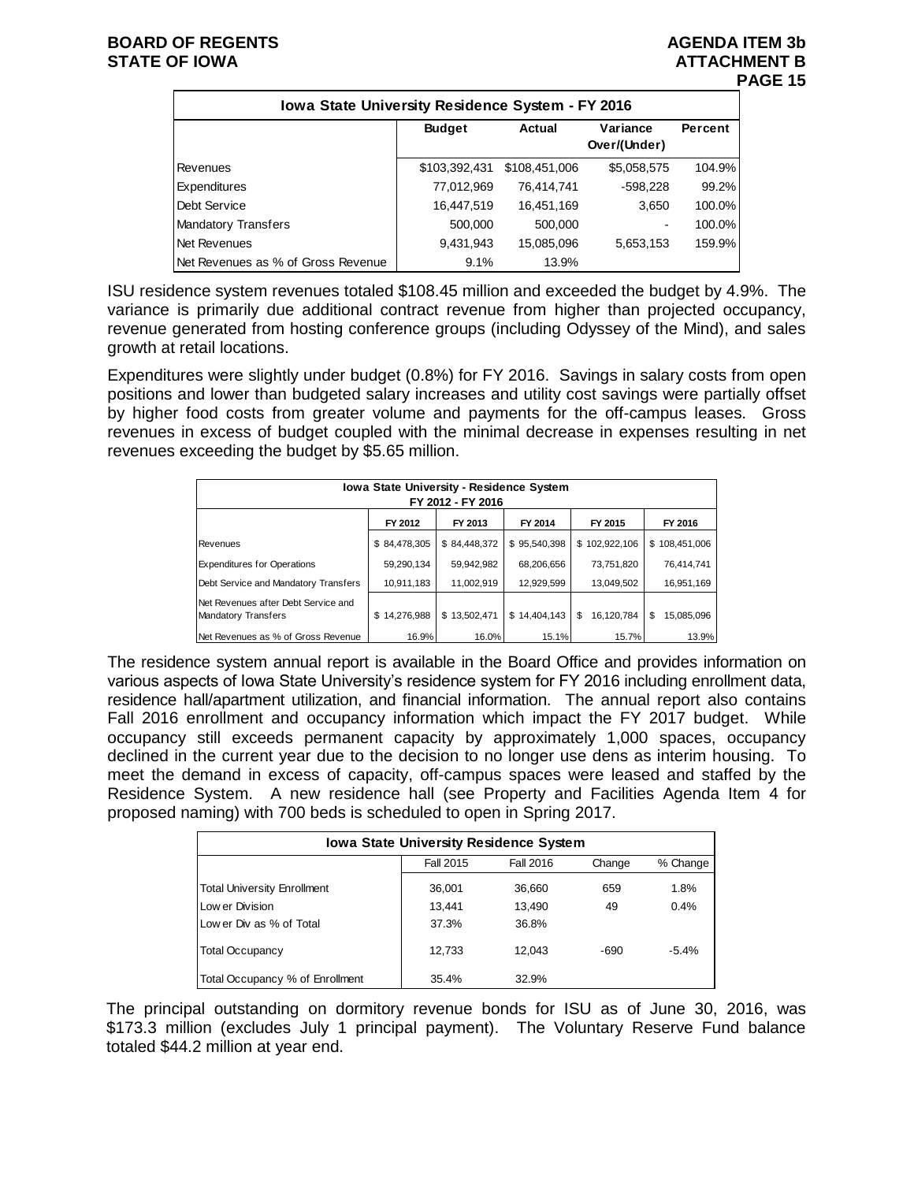| Iowa State University Residence System - FY 2016 | | | | |
|---|---|---|---|---|
| | Budget | Actual | Variance Over/(Under) | Percent |
| Revenues | $103,392,431 | $108,451,006 | $5,058,575 | 104.9% |
| Expenditures | 77,012,969 | 76,414,741 | -598,228 | 99.2% |
| Debt Service | 16,447,519 | 16,451,169 | 3,650 | 100.0% |
| Mandatory Transfers | 500,000 | 500,000 | - | 100.0% |
| Net Revenues | 9,431,943 | 15,085,096 | 5,653,153 | 159.9% |
| Net Revenues as % of Gross Revenue | 9.1% | 13.9% | | |

ISU residence system revenues totaled $108.45 million and exceeded the budget by 4.9%. The variance is primarily due additional contract revenue from higher than projected occupancy, revenue generated from hosting conference groups (including Odyssey of the Mind), and sales growth at retail locations.

Expenditures were slightly under budget (0.8%) for FY 2016. Savings in salary costs from open positions and lower than budgeted salary increases and utility cost savings were partially offset by higher food costs from greater volume and payments for the off-campus leases. Gross revenues in excess of budget coupled with the minimal decrease in expenses resulting in net revenues exceeding the budget by $5.65 million.

| Iowa State University - Residence System FY 2012 - FY 2016 | | | | | |
|---|---|---|---|---|---|
| | FY 2012 | FY 2013 | FY 2014 | FY 2015 | FY 2016 |
| Revenues | $ 84,478,305 | $ 84,448,372 | $ 95,540,398 | $ 102,922,106 | $ 108,451,006 |
| Expenditures for Operations | 59,290,134 | 59,942,982 | 68,206,656 | 73,751,820 | 76,414,741 |
| Debt Service and Mandatory Transfers | 10,911,183 | 11,002,919 | 12,929,599 | 13,049,502 | 16,951,169 |
| Net Revenues after Debt Service and Mandatory Transfers | $ 14,276,988 | $ 13,502,471 | $ 14,404,143 | $ 16,120,784 | $ 15,085,096 |
| Net Revenues as % of Gross Revenue | 16.9% | 16.0% | 15.1% | 15.7% | 13.9% |

The residence system annual report is available in the Board Office and provides information on various aspects of Iowa State University's residence system for FY 2016 including enrollment data, residence hall/apartment utilization, and financial information. The annual report also contains Fall 2016 enrollment and occupancy information which impact the FY 2017 budget. While occupancy still exceeds permanent capacity by approximately 1,000 spaces, occupancy declined in the current year due to the decision to no longer use dens as interim housing. To meet the demand in excess of capacity, off-campus spaces were leased and staffed by the Residence System. A new residence hall (see Property and Facilities Agenda Item 4 for proposed naming) with 700 beds is scheduled to open in Spring 2017.

| Iowa State University Residence System | | | | |
|---|---|---|---|---|
| | Fall 2015 | Fall 2016 | Change | % Change |
| Total University Enrollment | 36,001 | 36,660 | 659 | 1.8% |
| Lower Division | 13,441 | 13,490 | 49 | 0.4% |
| Lower Div as % of Total | 37.3% | 36.8% | | |
| Total Occupancy | 12,733 | 12,043 | -690 | -5.4% |
| Total Occupancy % of Enrollment | 35.4% | 32.9% | | |

The principal outstanding on dormitory revenue bonds for ISU as of June 30, 2016, was $173.3 million (excludes July 1 principal payment). The Voluntary Reserve Fund balance totaled $44.2 million at year end.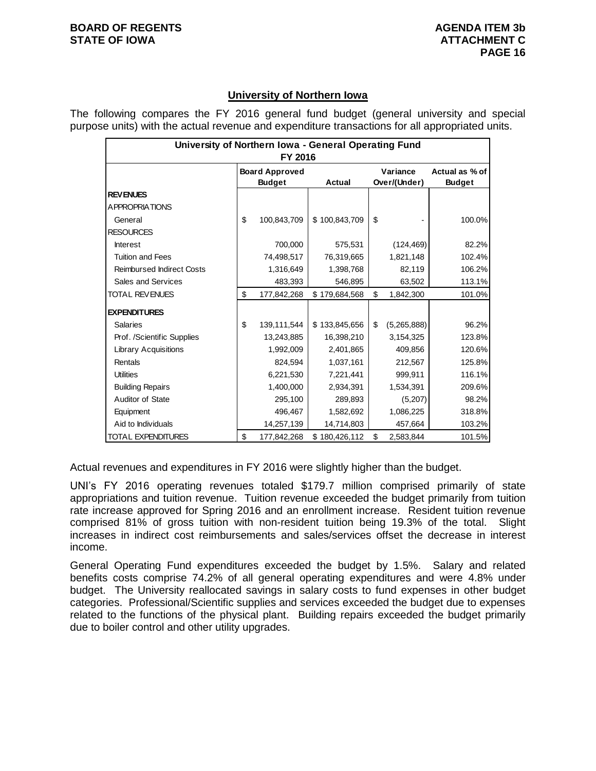## University of Northern Iowa

The following compares the FY 2016 general fund budget (general university and special purpose units) with the actual revenue and expenditure transactions for all appropriated units.

| University of Northern Iowa - General Operating Fund FY 2016 | | | | |
|---|---|---|---|---|
| | Board Approved Budget | Actual | Variance Over/(Under) | Actual as % of Budget |
| **REVENUES** | | | | |
| APPROPRIATIONS | | | | |
| General | $ 100,843,709 | $ 100,843,709 | $ - | 100.0% |
| RESOURCES | | | | |
| Interest | 700,000 | 575,531 | (124,469) | 82.2% |
| Tuition and Fees | 74,498,517 | 76,319,665 | 1,821,148 | 102.4% |
| Reimbursed Indirect Costs | 1,316,649 | 1,398,768 | 82,119 | 106.2% |
| Sales and Services | 483,393 | 546,895 | 63,502 | 113.1% |
| TOTAL REVENUES | $ 177,842,268 | $ 179,684,568 | $ 1,842,300 | 101.0% |
| **EXPENDITURES** | | | | |
| Salaries | $ 139,111,544 | $ 133,845,656 | $ (5,265,888) | 96.2% |
| Prof. /Scientific Supplies | 13,243,885 | 16,398,210 | 3,154,325 | 123.8% |
| Library Acquisitions | 1,992,009 | 2,401,865 | 409,856 | 120.6% |
| Rentals | 824,594 | 1,037,161 | 212,567 | 125.8% |
| Utilities | 6,221,530 | 7,221,441 | 999,911 | 116.1% |
| Building Repairs | 1,400,000 | 2,934,391 | 1,534,391 | 209.6% |
| Auditor of State | 295,100 | 289,893 | (5,207) | 98.2% |
| Equipment | 496,467 | 1,582,692 | 1,086,225 | 318.8% |
| Aid to Individuals | 14,257,139 | 14,714,803 | 457,664 | 103.2% |
| TOTAL EXPENDITURES | $ 177,842,268 | $ 180,426,112 | $ 2,583,844 | 101.5% |

Actual revenues and expenditures in FY 2016 were slightly higher than the budget.

UNI's FY 2016 operating revenues totaled $179.7 million comprised primarily of state appropriations and tuition revenue. Tuition revenue exceeded the budget primarily from tuition rate increase approved for Spring 2016 and an enrollment increase. Resident tuition revenue comprised 81% of gross tuition with non-resident tuition being 19.3% of the total. Slight increases in indirect cost reimbursements and sales/services offset the decrease in interest income.

General Operating Fund expenditures exceeded the budget by 1.5%. Salary and related benefits costs comprise 74.2% of all general operating expenditures and were 4.8% under budget. The University reallocated savings in salary costs to fund expenses in other budget categories. Professional/Scientific supplies and services exceeded the budget due to expenses related to the functions of the physical plant. Building repairs exceeded the budget primarily due to boiler control and other utility upgrades.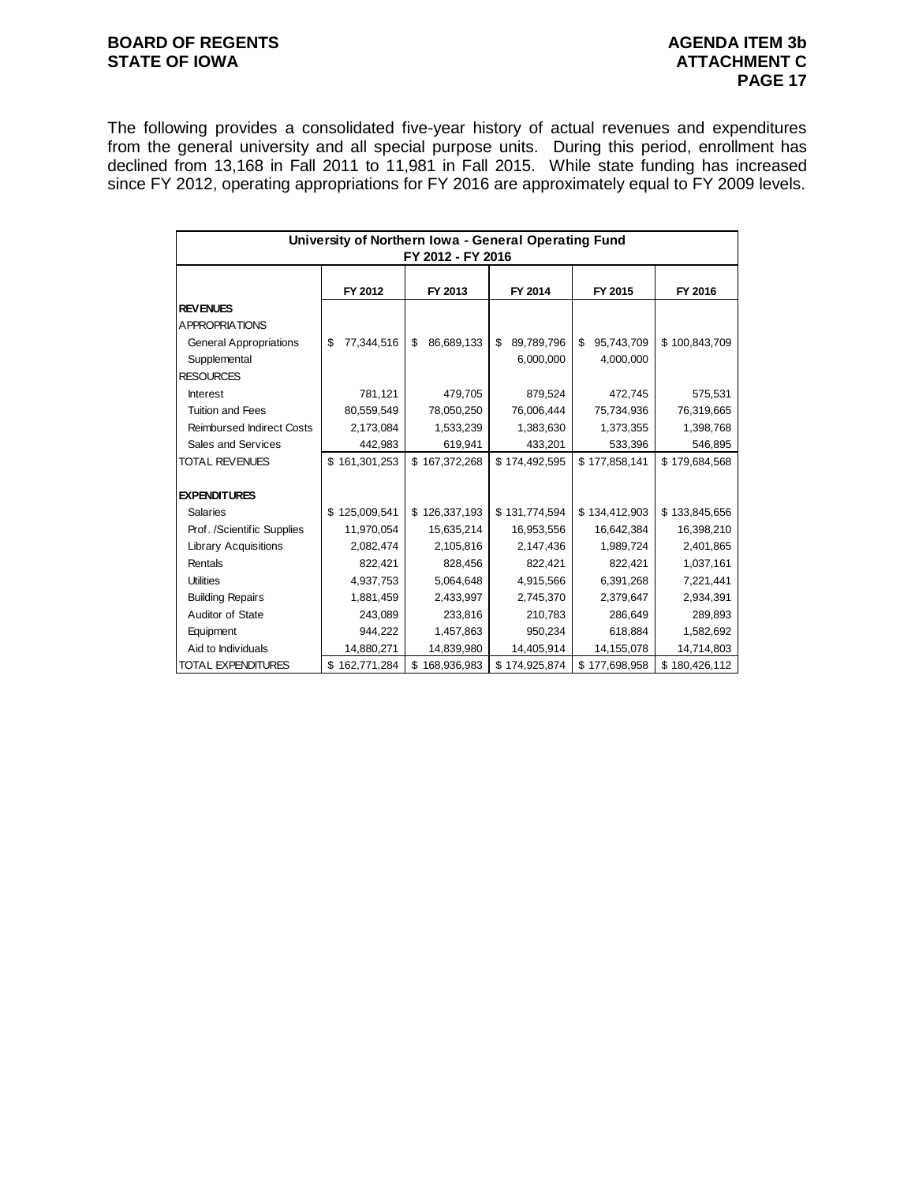The following provides a consolidated five-year history of actual revenues and expenditures from the general university and all special purpose units. During this period, enrollment has declined from 13,168 in Fall 2011 to 11,981 in Fall 2015. While state funding has increased since FY 2012, operating appropriations for FY 2016 are approximately equal to FY 2009 levels.

**University of Northern Iowa - General Operating Fund**
**FY 2012 - FY 2016**

| | FY 2012 | FY 2013 | FY 2014 | FY 2015 | FY 2016 |
|---|---|---|---|---|---|
| **REVENUES** | | | | | |
| APPROPRIATIONS | | | | | |
| General Appropriations | $ 77,344,516 | $ 86,689,133 | $ 89,789,796 | $ 95,743,709 | $ 100,843,709 |
| Supplemental | | | 6,000,000 | 4,000,000 | |
| RESOURCES | | | | | |
| Interest | 781,121 | 479,705 | 879,524 | 472,745 | 575,531 |
| Tuition and Fees | 80,559,549 | 78,050,250 | 76,006,444 | 75,734,936 | 76,319,665 |
| Reimbursed Indirect Costs | 2,173,084 | 1,533,239 | 1,383,630 | 1,373,355 | 1,398,768 |
| Sales and Services | 442,983 | 619,941 | 433,201 | 533,396 | 546,895 |
| TOTAL REVENUES | $ 161,301,253 | $ 167,372,268 | $ 174,492,595 | $ 177,858,141 | $ 179,684,568 |
| | | | | | |
| **EXPENDITURES** | | | | | |
| Salaries | $ 125,009,541 | $ 126,337,193 | $ 131,774,594 | $ 134,412,903 | $ 133,845,656 |
| Prof. /Scientific Supplies | 11,970,054 | 15,635,214 | 16,953,556 | 16,642,384 | 16,398,210 |
| Library Acquisitions | 2,082,474 | 2,105,816 | 2,147,436 | 1,989,724 | 2,401,865 |
| Rentals | 822,421 | 828,456 | 822,421 | 822,421 | 1,037,161 |
| Utilities | 4,937,753 | 5,064,648 | 4,915,566 | 6,391,268 | 7,221,441 |
| Building Repairs | 1,881,459 | 2,433,997 | 2,745,370 | 2,379,647 | 2,934,391 |
| Auditor of State | 243,089 | 233,816 | 210,783 | 286,649 | 289,893 |
| Equipment | 944,222 | 1,457,863 | 950,234 | 618,884 | 1,582,692 |
| Aid to Individuals | 14,880,271 | 14,839,980 | 14,405,914 | 14,155,078 | 14,714,803 |
| TOTAL EXPENDITURES | $ 162,771,284 | $ 168,936,983 | $ 174,925,874 | $ 177,698,958 | $ 180,426,112 |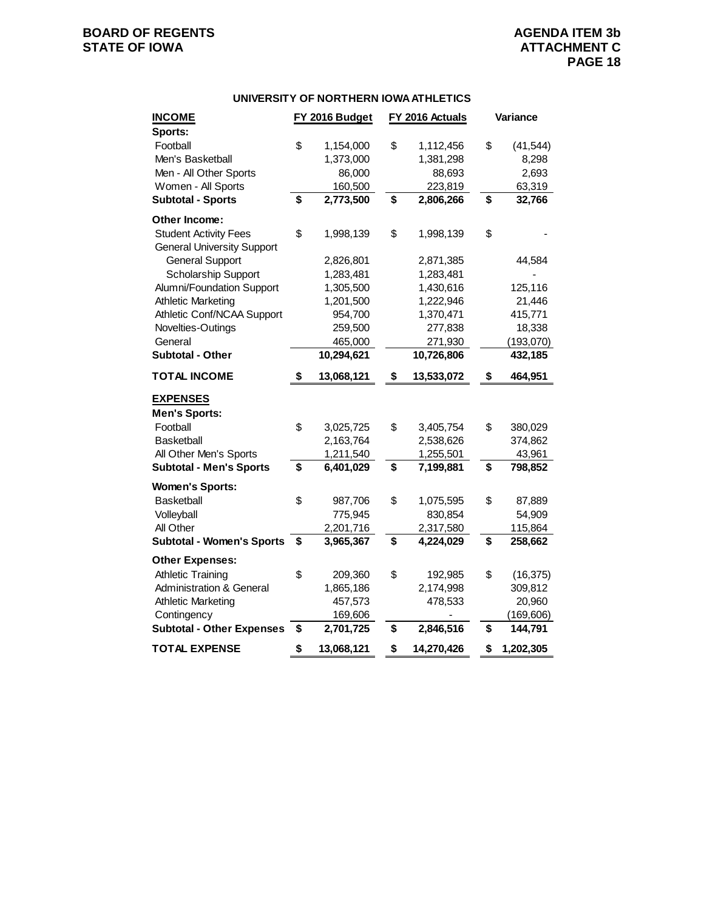### UNIVERSITY OF NORTHERN IOWA ATHLETICS

| INCOME | FY 2016 Budget | FY 2016 Actuals | Variance |
|---|---|---|---|
| **Sports:** | | | |
| Football | $ 1,154,000 | $ 1,112,456 | $ (41,544) |
| Men's Basketball | 1,373,000 | 1,381,298 | 8,298 |
| Men - All Other Sports | 86,000 | 88,693 | 2,693 |
| Women - All Sports | 160,500 | 223,819 | 63,319 |
| **Subtotal - Sports** | **$ 2,773,500** | **$ 2,806,266** | **$ 32,766** |
| **Other Income:** | | | |
| Student Activity Fees | $ 1,998,139 | $ 1,998,139 | $ - |
| General University Support | | | |
| General Support | 2,826,801 | 2,871,385 | 44,584 |
| Scholarship Support | 1,283,481 | 1,283,481 | - |
| Alumni/Foundation Support | 1,305,500 | 1,430,616 | 125,116 |
| Athletic Marketing | 1,201,500 | 1,222,946 | 21,446 |
| Athletic Conf/NCAA Support | 954,700 | 1,370,471 | 415,771 |
| Novelties-Outings | 259,500 | 277,838 | 18,338 |
| General | 465,000 | 271,930 | (193,070) |
| **Subtotal - Other** | **10,294,621** | **10,726,806** | **432,185** |
| **TOTAL INCOME** | **$ 13,068,121** | **$ 13,533,072** | **$ 464,951** |
| **EXPENSES** | | | |
| **Men's Sports:** | | | |
| Football | $ 3,025,725 | $ 3,405,754 | $ 380,029 |
| Basketball | 2,163,764 | 2,538,626 | 374,862 |
| All Other Men's Sports | 1,211,540 | 1,255,501 | 43,961 |
| **Subtotal - Men's Sports** | **$ 6,401,029** | **$ 7,199,881** | **$ 798,852** |
| **Women's Sports:** | | | |
| Basketball | $ 987,706 | $ 1,075,595 | $ 87,889 |
| Volleyball | 775,945 | 830,854 | 54,909 |
| All Other | 2,201,716 | 2,317,580 | 115,864 |
| **Subtotal - Women's Sports** | **$ 3,965,367** | **$ 4,224,029** | **$ 258,662** |
| **Other Expenses:** | | | |
| Athletic Training | $ 209,360 | $ 192,985 | $ (16,375) |
| Administration & General | 1,865,186 | 2,174,998 | 309,812 |
| Athletic Marketing | 457,573 | 478,533 | 20,960 |
| Contingency | 169,606 | - | (169,606) |
| **Subtotal - Other Expenses** | **$ 2,701,725** | **$ 2,846,516** | **$ 144,791** |
| **TOTAL EXPENSE** | **$ 13,068,121** | **$ 14,270,426** | **$ 1,202,305** |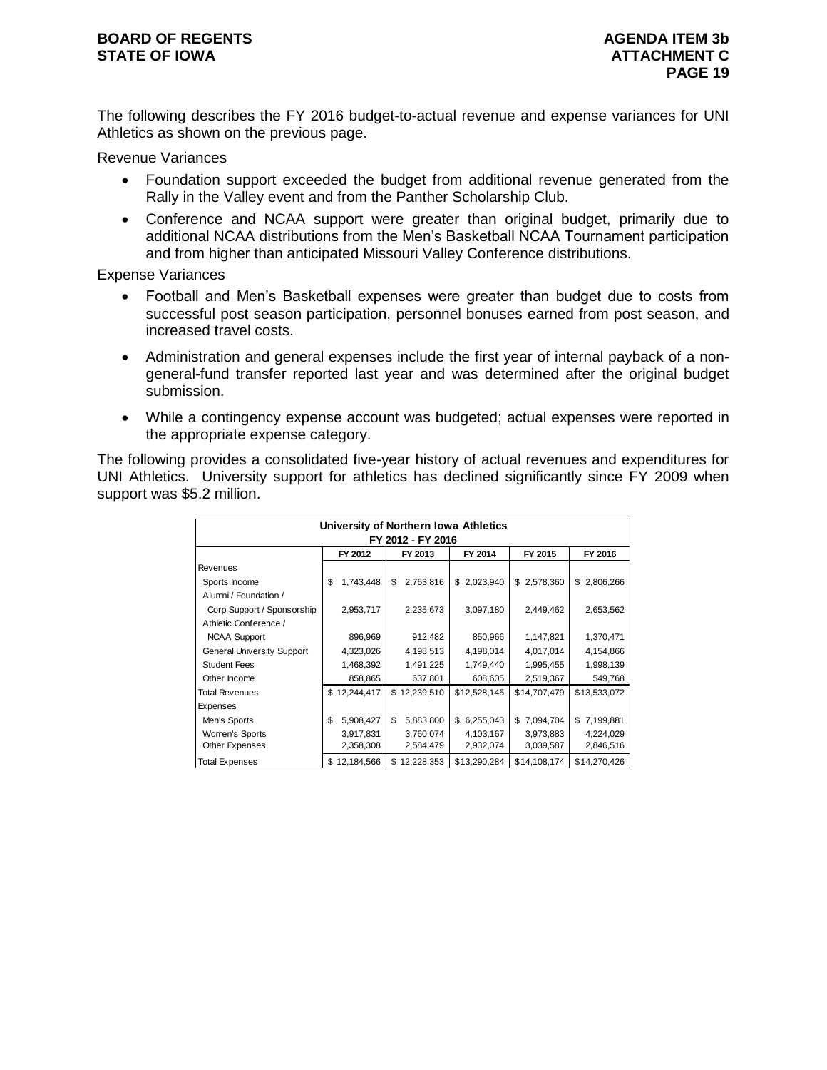The following describes the FY 2016 budget-to-actual revenue and expense variances for UNI Athletics as shown on the previous page.

Revenue Variances

- Foundation support exceeded the budget from additional revenue generated from the Rally in the Valley event and from the Panther Scholarship Club.
- Conference and NCAA support were greater than original budget, primarily due to additional NCAA distributions from the Men's Basketball NCAA Tournament participation and from higher than anticipated Missouri Valley Conference distributions.

Expense Variances

- Football and Men's Basketball expenses were greater than budget due to costs from successful post season participation, personnel bonuses earned from post season, and increased travel costs.
- Administration and general expenses include the first year of internal payback of a non-general-fund transfer reported last year and was determined after the original budget submission.
- While a contingency expense account was budgeted; actual expenses were reported in the appropriate expense category.

The following provides a consolidated five-year history of actual revenues and expenditures for UNI Athletics. University support for athletics has declined significantly since FY 2009 when support was $5.2 million.

| University of Northern Iowa Athletics FY 2012 - FY 2016 | FY 2012 | FY 2013 | FY 2014 | FY 2015 | FY 2016 |
|---|---|---|---|---|---|
| Revenues | | | | | |
| Sports Income | $ 1,743,448 | $ 2,763,816 | $ 2,023,940 | $ 2,578,360 | $ 2,806,266 |
| Alumni / Foundation / Corp Support / Sponsorship | 2,953,717 | 2,235,673 | 3,097,180 | 2,449,462 | 2,653,562 |
| Athletic Conference / NCAA Support | 896,969 | 912,482 | 850,966 | 1,147,821 | 1,370,471 |
| General University Support | 4,323,026 | 4,198,513 | 4,198,014 | 4,017,014 | 4,154,866 |
| Student Fees | 1,468,392 | 1,491,225 | 1,749,440 | 1,995,455 | 1,998,139 |
| Other Income | 858,865 | 637,801 | 608,605 | 2,519,367 | 549,768 |
| Total Revenues | $ 12,244,417 | $ 12,239,510 | $12,528,145 | $14,707,479 | $13,533,072 |
| Expenses | | | | | |
| Men's Sports | $ 5,908,427 | $ 5,883,800 | $ 6,255,043 | $ 7,094,704 | $ 7,199,881 |
| Women's Sports | 3,917,831 | 3,760,074 | 4,103,167 | 3,973,883 | 4,224,029 |
| Other Expenses | 2,358,308 | 2,584,479 | 2,932,074 | 3,039,587 | 2,846,516 |
| Total Expenses | $ 12,184,566 | $ 12,228,353 | $13,290,284 | $14,108,174 | $14,270,426 |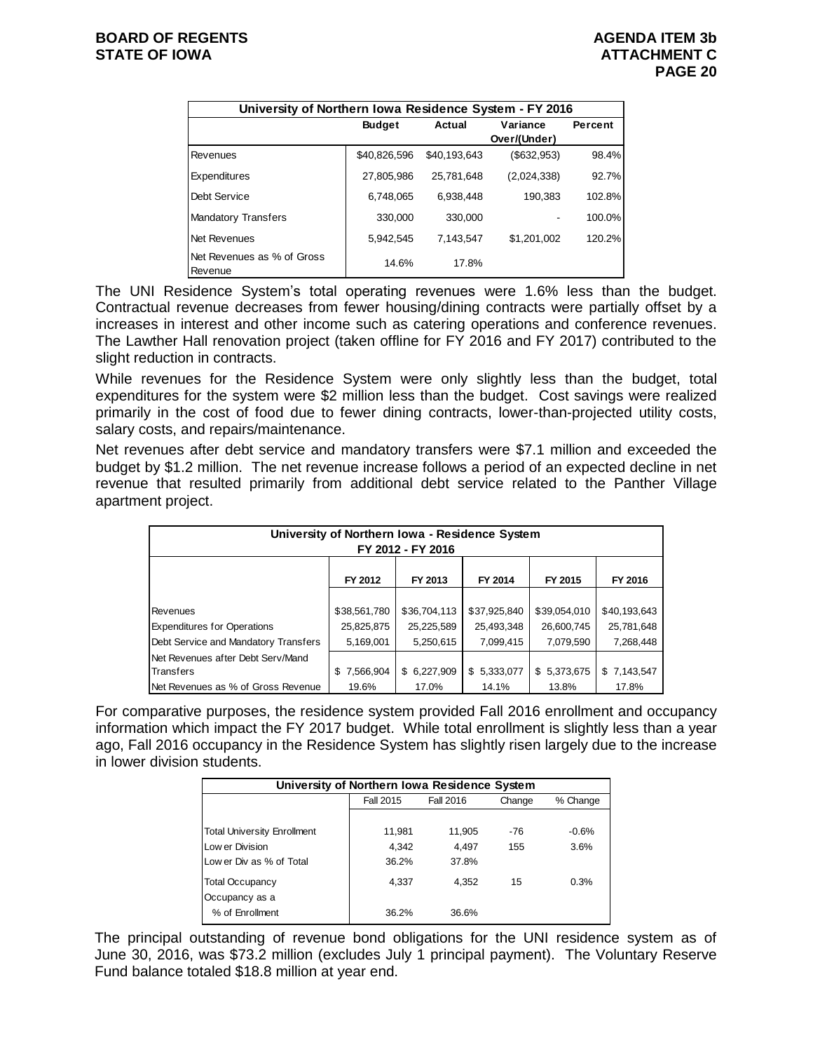| University of Northern Iowa Residence System - FY 2016 | | | | |
|---|---|---|---|---|
| | Budget | Actual | Variance Over/(Under) | Percent |
| Revenues | $40,826,596 | $40,193,643 | ($632,953) | 98.4% |
| Expenditures | 27,805,986 | 25,781,648 | (2,024,338) | 92.7% |
| Debt Service | 6,748,065 | 6,938,448 | 190,383 | 102.8% |
| Mandatory Transfers | 330,000 | 330,000 | - | 100.0% |
| Net Revenues | 5,942,545 | 7,143,547 | $1,201,002 | 120.2% |
| Net Revenues as % of Gross Revenue | 14.6% | 17.8% | | |

The UNI Residence System's total operating revenues were 1.6% less than the budget. Contractual revenue decreases from fewer housing/dining contracts were partially offset by a increases in interest and other income such as catering operations and conference revenues. The Lawther Hall renovation project (taken offline for FY 2016 and FY 2017) contributed to the slight reduction in contracts.

While revenues for the Residence System were only slightly less than the budget, total expenditures for the system were $2 million less than the budget. Cost savings were realized primarily in the cost of food due to fewer dining contracts, lower-than-projected utility costs, salary costs, and repairs/maintenance.

Net revenues after debt service and mandatory transfers were $7.1 million and exceeded the budget by $1.2 million. The net revenue increase follows a period of an expected decline in net revenue that resulted primarily from additional debt service related to the Panther Village apartment project.

| University of Northern Iowa - Residence System FY 2012 - FY 2016 | | | | | |
|---|---|---|---|---|---|
| | FY 2012 | FY 2013 | FY 2014 | FY 2015 | FY 2016 |
| Revenues | $38,561,780 | $36,704,113 | $37,925,840 | $39,054,010 | $40,193,643 |
| Expenditures for Operations | 25,825,875 | 25,225,589 | 25,493,348 | 26,600,745 | 25,781,648 |
| Debt Service and Mandatory Transfers | 5,169,001 | 5,250,615 | 7,099,415 | 7,079,590 | 7,268,448 |
| Net Revenues after Debt Serv/Mand Transfers | $ 7,566,904 | $ 6,227,909 | $ 5,333,077 | $ 5,373,675 | $ 7,143,547 |
| Net Revenues as % of Gross Revenue | 19.6% | 17.0% | 14.1% | 13.8% | 17.8% |

For comparative purposes, the residence system provided Fall 2016 enrollment and occupancy information which impact the FY 2017 budget. While total enrollment is slightly less than a year ago, Fall 2016 occupancy in the Residence System has slightly risen largely due to the increase in lower division students.

| University of Northern Iowa Residence System | | | | |
|---|---|---|---|---|
| | Fall 2015 | Fall 2016 | Change | % Change |
| Total University Enrollment | 11,981 | 11,905 | -76 | -0.6% |
| Lower Division | 4,342 | 4,497 | 155 | 3.6% |
| Lower Div as % of Total | 36.2% | 37.8% | | |
| Total Occupancy | 4,337 | 4,352 | 15 | 0.3% |
| Occupancy as a % of Enrollment | 36.2% | 36.6% | | |

The principal outstanding of revenue bond obligations for the UNI residence system as of June 30, 2016, was $73.2 million (excludes July 1 principal payment). The Voluntary Reserve Fund balance totaled $18.8 million at year end.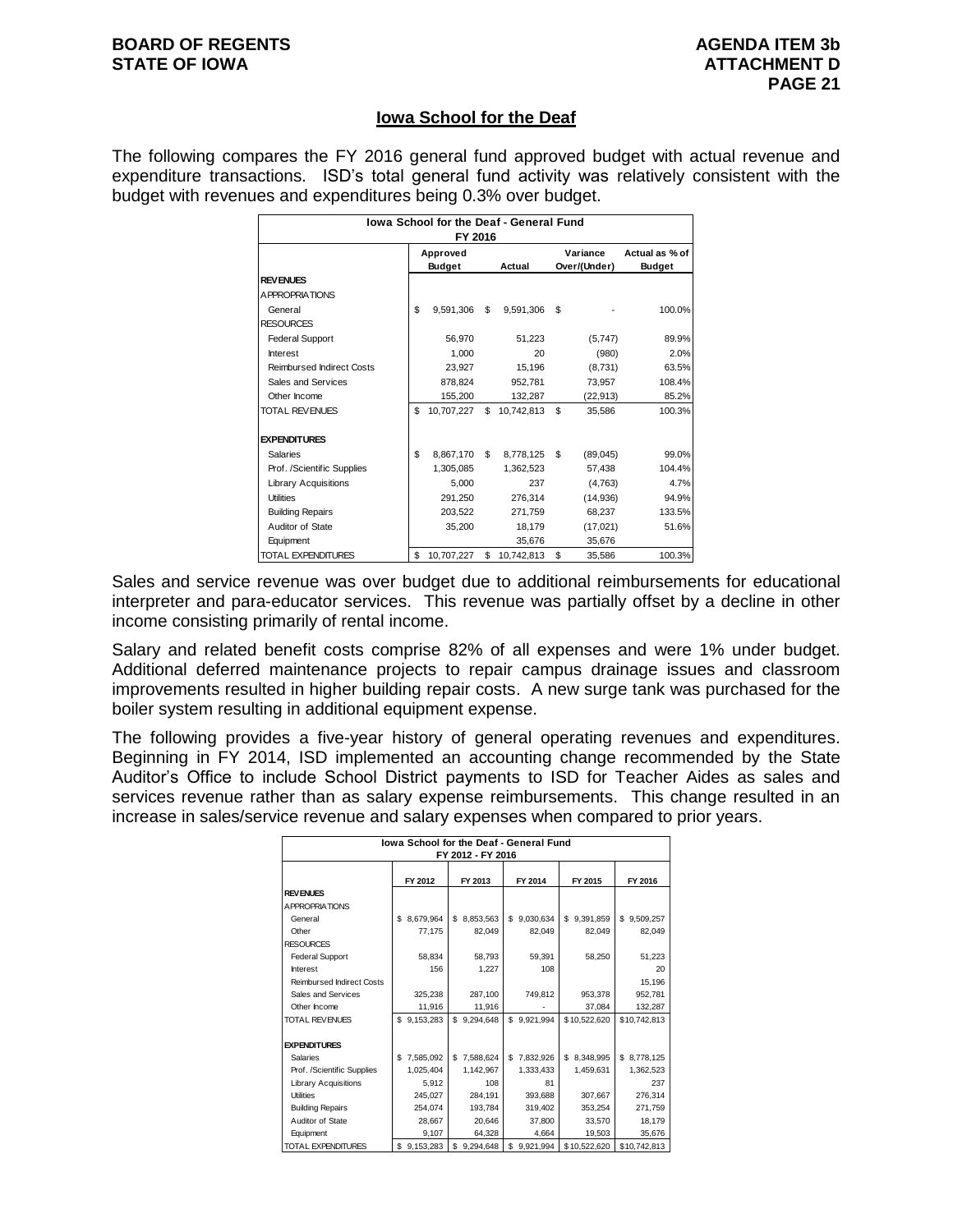## Iowa School for the Deaf

The following compares the FY 2016 general fund approved budget with actual revenue and expenditure transactions. ISD's total general fund activity was relatively consistent with the budget with revenues and expenditures being 0.3% over budget.

| Iowa School for the Deaf - General Fund FY 2016 | Approved Budget | Actual | Variance Over/(Under) | Actual as % of Budget |
|---|---|---|---|---|
| **REVENUES** | | | | |
| APPROPRIATIONS | | | | |
| General | $ 9,591,306 | $ 9,591,306 | $ - | 100.0% |
| RESOURCES | | | | |
| Federal Support | 56,970 | 51,223 | (5,747) | 89.9% |
| Interest | 1,000 | 20 | (980) | 2.0% |
| Reimbursed Indirect Costs | 23,927 | 15,196 | (8,731) | 63.5% |
| Sales and Services | 878,824 | 952,781 | 73,957 | 108.4% |
| Other Income | 155,200 | 132,287 | (22,913) | 85.2% |
| TOTAL REVENUES | $ 10,707,227 | $ 10,742,813 | $ 35,586 | 100.3% |
| **EXPENDITURES** | | | | |
| Salaries | $ 8,867,170 | $ 8,778,125 | $ (89,045) | 99.0% |
| Prof. /Scientific Supplies | 1,305,085 | 1,362,523 | 57,438 | 104.4% |
| Library Acquisitions | 5,000 | 237 | (4,763) | 4.7% |
| Utilities | 291,250 | 276,314 | (14,936) | 94.9% |
| Building Repairs | 203,522 | 271,759 | 68,237 | 133.5% |
| Auditor of State | 35,200 | 18,179 | (17,021) | 51.6% |
| Equipment | | 35,676 | 35,676 | |
| TOTAL EXPENDITURES | $ 10,707,227 | $ 10,742,813 | $ 35,586 | 100.3% |

Sales and service revenue was over budget due to additional reimbursements for educational interpreter and para-educator services. This revenue was partially offset by a decline in other income consisting primarily of rental income.

Salary and related benefit costs comprise 82% of all expenses and were 1% under budget. Additional deferred maintenance projects to repair campus drainage issues and classroom improvements resulted in higher building repair costs. A new surge tank was purchased for the boiler system resulting in additional equipment expense.

The following provides a five-year history of general operating revenues and expenditures. Beginning in FY 2014, ISD implemented an accounting change recommended by the State Auditor's Office to include School District payments to ISD for Teacher Aides as sales and services revenue rather than as salary expense reimbursements. This change resulted in an increase in sales/service revenue and salary expenses when compared to prior years.

| Iowa School for the Deaf - General Fund FY 2012 - FY 2016 | FY 2012 | FY 2013 | FY 2014 | FY 2015 | FY 2016 |
|---|---|---|---|---|---|
| **REVENUES** | | | | | |
| APPROPRIATIONS | | | | | |
| General | $ 8,679,964 | $ 8,853,563 | $ 9,030,634 | $ 9,391,859 | $ 9,509,257 |
| Other | 77,175 | 82,049 | 82,049 | 82,049 | 82,049 |
| RESOURCES | | | | | |
| Federal Support | 58,834 | 58,793 | 59,391 | 58,250 | 51,223 |
| Interest | 156 | 1,227 | 108 | | 20 |
| Reimbursed Indirect Costs | | | | | 15,196 |
| Sales and Services | 325,238 | 287,100 | 749,812 | 953,378 | 952,781 |
| Other Income | 11,916 | 11,916 | - | 37,084 | 132,287 |
| TOTAL REVENUES | $ 9,153,283 | $ 9,294,648 | $ 9,921,994 | $ 10,522,620 | $ 10,742,813 |
| **EXPENDITURES** | | | | | |
| Salaries | $ 7,585,092 | $ 7,588,624 | $ 7,832,926 | $ 8,348,995 | $ 8,778,125 |
| Prof. /Scientific Supplies | 1,025,404 | 1,142,967 | 1,333,433 | 1,459,631 | 1,362,523 |
| Library Acquisitions | 5,912 | 108 | 81 | | 237 |
| Utilities | 245,027 | 284,191 | 393,688 | 307,667 | 276,314 |
| Building Repairs | 254,074 | 193,784 | 319,402 | 353,254 | 271,759 |
| Auditor of State | 28,667 | 20,646 | 37,800 | 33,570 | 18,179 |
| Equipment | 9,107 | 64,328 | 4,664 | 19,503 | 35,676 |
| TOTAL EXPENDITURES | $ 9,153,283 | $ 9,294,648 | $ 9,921,994 | $ 10,522,620 | $ 10,742,813 |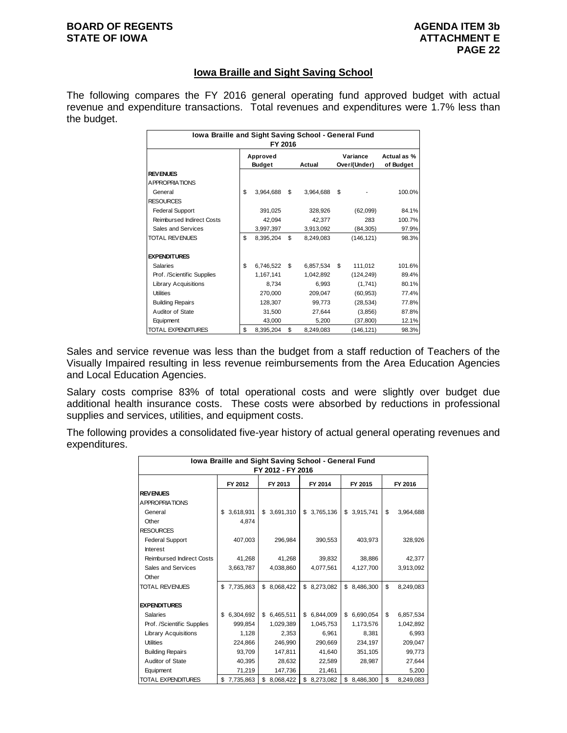## Iowa Braille and Sight Saving School

The following compares the FY 2016 general operating fund approved budget with actual revenue and expenditure transactions. Total revenues and expenditures were 1.7% less than the budget.

| Iowa Braille and Sight Saving School - General Fund FY 2016 | Approved Budget | Actual | Variance Over/(Under) | Actual as % of Budget |
|---|---|---|---|---|
| **REVENUES** | | | | |
| APPROPRIATIONS | | | | |
| General | $ 3,964,688 | $ 3,964,688 | $ - | 100.0% |
| RESOURCES | | | | |
| Federal Support | 391,025 | 328,926 | (62,099) | 84.1% |
| Reimbursed Indirect Costs | 42,094 | 42,377 | 283 | 100.7% |
| Sales and Services | 3,997,397 | 3,913,092 | (84,305) | 97.9% |
| TOTAL REVENUES | $ 8,395,204 | $ 8,249,083 | (146,121) | 98.3% |
| **EXPENDITURES** | | | | |
| Salaries | $ 6,746,522 | $ 6,857,534 | $ 111,012 | 101.6% |
| Prof. /Scientific Supplies | 1,167,141 | 1,042,892 | (124,249) | 89.4% |
| Library Acquisitions | 8,734 | 6,993 | (1,741) | 80.1% |
| Utilities | 270,000 | 209,047 | (60,953) | 77.4% |
| Building Repairs | 128,307 | 99,773 | (28,534) | 77.8% |
| Auditor of State | 31,500 | 27,644 | (3,856) | 87.8% |
| Equipment | 43,000 | 5,200 | (37,800) | 12.1% |
| TOTAL EXPENDITURES | $ 8,395,204 | $ 8,249,083 | (146,121) | 98.3% |

Sales and service revenue was less than the budget from a staff reduction of Teachers of the Visually Impaired resulting in less revenue reimbursements from the Area Education Agencies and Local Education Agencies.

Salary costs comprise 83% of total operational costs and were slightly over budget due additional health insurance costs. These costs were absorbed by reductions in professional supplies and services, utilities, and equipment costs.

The following provides a consolidated five-year history of actual general operating revenues and expenditures.

| Iowa Braille and Sight Saving School - General Fund FY 2012 - FY 2016 | FY 2012 | FY 2013 | FY 2014 | FY 2015 | FY 2016 |
|---|---|---|---|---|---|
| **REVENUES** | | | | | |
| APPROPRIATIONS | | | | | |
| General | $ 3,618,931 | $ 3,691,310 | $ 3,765,136 | $ 3,915,741 | $ 3,964,688 |
| Other | 4,874 | | | | |
| RESOURCES | | | | | |
| Federal Support | 407,003 | 296,984 | 390,553 | 403,973 | 328,926 |
| Interest | | | | | |
| Reimbursed Indirect Costs | 41,268 | 41,268 | 39,832 | 38,886 | 42,377 |
| Sales and Services | 3,663,787 | 4,038,860 | 4,077,561 | 4,127,700 | 3,913,092 |
| Other | | | | | |
| TOTAL REVENUES | $ 7,735,863 | $ 8,068,422 | $ 8,273,082 | $ 8,486,300 | $ 8,249,083 |
| **EXPENDITURES** | | | | | |
| Salaries | $ 6,304,692 | $ 6,465,511 | $ 6,844,009 | $ 6,690,054 | $ 6,857,534 |
| Prof. /Scientific Supplies | 999,854 | 1,029,389 | 1,045,753 | 1,173,576 | 1,042,892 |
| Library Acquisitions | 1,128 | 2,353 | 6,961 | 8,381 | 6,993 |
| Utilities | 224,866 | 246,990 | 290,669 | 234,197 | 209,047 |
| Building Repairs | 93,709 | 147,811 | 41,640 | 351,105 | 99,773 |
| Auditor of State | 40,395 | 28,632 | 22,589 | 28,987 | 27,644 |
| Equipment | 71,219 | 147,736 | 21,461 | | 5,200 |
| TOTAL EXPENDITURES | $ 7,735,863 | $ 8,068,422 | $ 8,273,082 | $ 8,486,300 | $ 8,249,083 |